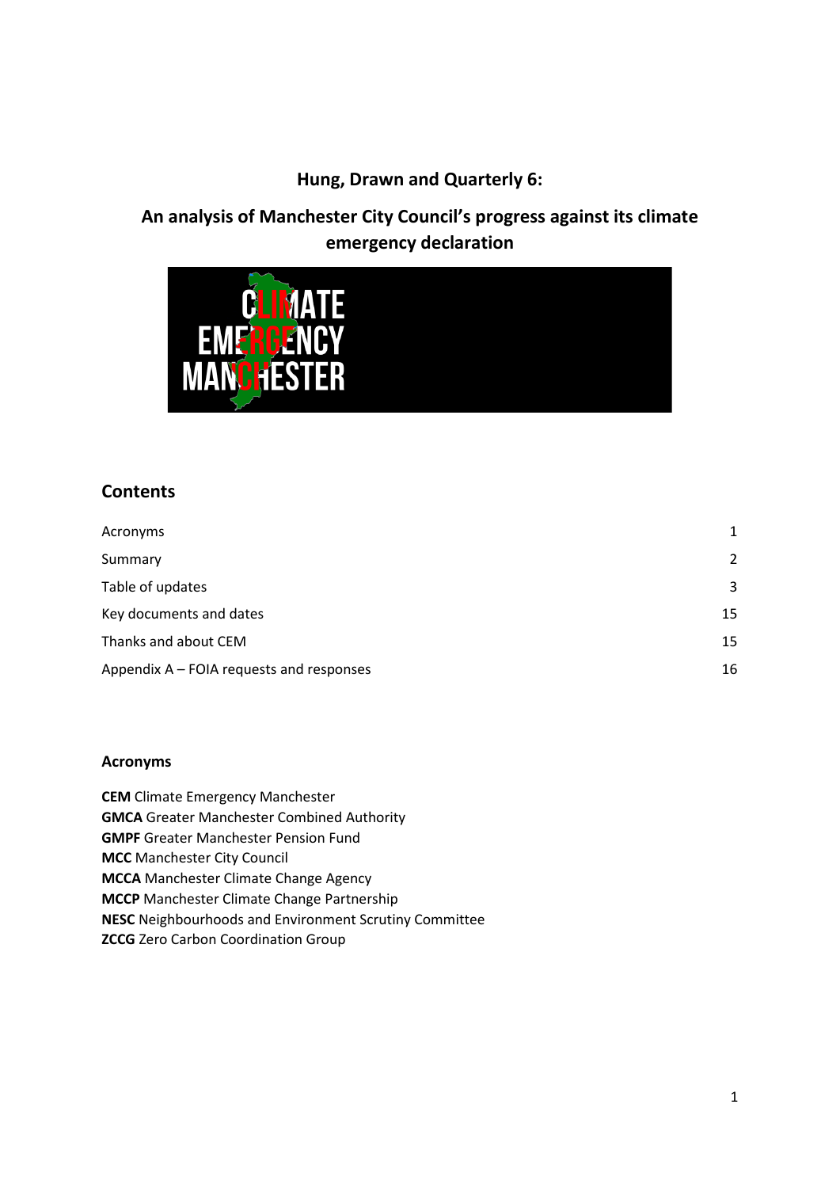# Hung, Drawn and Quarterly 6:

## An analysis of Manchester City Council's progress against its climate emergency declaration

## Contents

| | |
|---|---|
| Acronyms | 1 |
| Summary | 2 |
| Table of updates | 3 |
| Key documents and dates | 15 |
| Thanks and about CEM | 15 |
| Appendix A – FOIA requests and responses | 16 |

### Acronyms

**CEM** Climate Emergency Manchester
**GMCA** Greater Manchester Combined Authority
**GMPF** Greater Manchester Pension Fund
**MCC** Manchester City Council
**MCCA** Manchester Climate Change Agency
**MCCP** Manchester Climate Change Partnership
**NESC** Neighbourhoods and Environment Scrutiny Committee
**ZCCG** Zero Carbon Coordination Group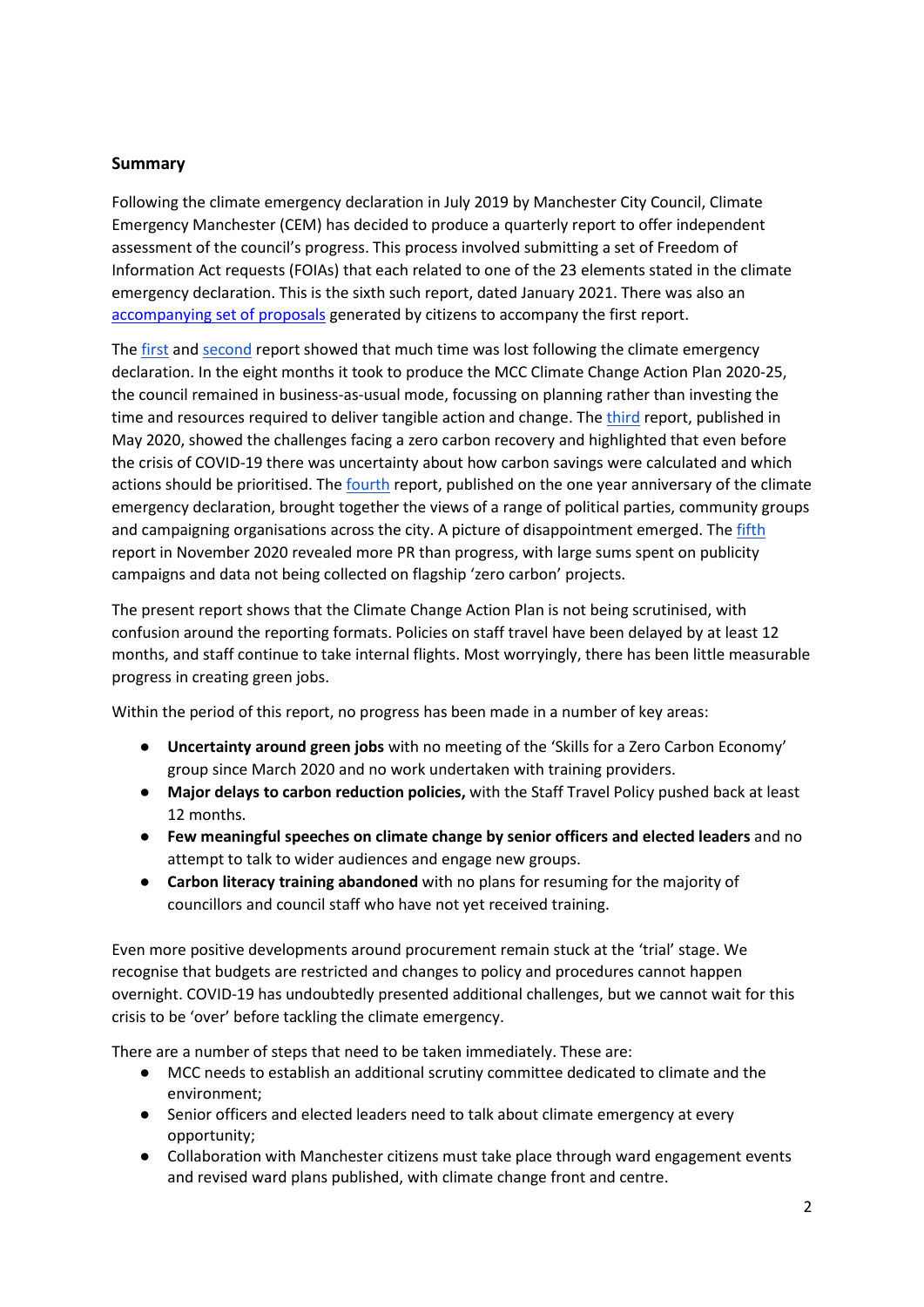## Summary

Following the climate emergency declaration in July 2019 by Manchester City Council, Climate Emergency Manchester (CEM) has decided to produce a quarterly report to offer independent assessment of the council's progress. This process involved submitting a set of Freedom of Information Act requests (FOIAs) that each related to one of the 23 elements stated in the climate emergency declaration. This is the sixth such report, dated January 2021. There was also an accompanying set of proposals generated by citizens to accompany the first report.

The first and second report showed that much time was lost following the climate emergency declaration. In the eight months it took to produce the MCC Climate Change Action Plan 2020-25, the council remained in business-as-usual mode, focussing on planning rather than investing the time and resources required to deliver tangible action and change. The third report, published in May 2020, showed the challenges facing a zero carbon recovery and highlighted that even before the crisis of COVID-19 there was uncertainty about how carbon savings were calculated and which actions should be prioritised. The fourth report, published on the one year anniversary of the climate emergency declaration, brought together the views of a range of political parties, community groups and campaigning organisations across the city. A picture of disappointment emerged. The fifth report in November 2020 revealed more PR than progress, with large sums spent on publicity campaigns and data not being collected on flagship 'zero carbon' projects.

The present report shows that the Climate Change Action Plan is not being scrutinised, with confusion around the reporting formats. Policies on staff travel have been delayed by at least 12 months, and staff continue to take internal flights. Most worryingly, there has been little measurable progress in creating green jobs.

Within the period of this report, no progress has been made in a number of key areas:

- **Uncertainty around green jobs** with no meeting of the 'Skills for a Zero Carbon Economy' group since March 2020 and no work undertaken with training providers.
- **Major delays to carbon reduction policies,** with the Staff Travel Policy pushed back at least 12 months.
- **Few meaningful speeches on climate change by senior officers and elected leaders** and no attempt to talk to wider audiences and engage new groups.
- **Carbon literacy training abandoned** with no plans for resuming for the majority of councillors and council staff who have not yet received training.

Even more positive developments around procurement remain stuck at the 'trial' stage. We recognise that budgets are restricted and changes to policy and procedures cannot happen overnight. COVID-19 has undoubtedly presented additional challenges, but we cannot wait for this crisis to be 'over' before tackling the climate emergency.

There are a number of steps that need to be taken immediately. These are:

- MCC needs to establish an additional scrutiny committee dedicated to climate and the environment;
- Senior officers and elected leaders need to talk about climate emergency at every opportunity;
- Collaboration with Manchester citizens must take place through ward engagement events and revised ward plans published, with climate change front and centre.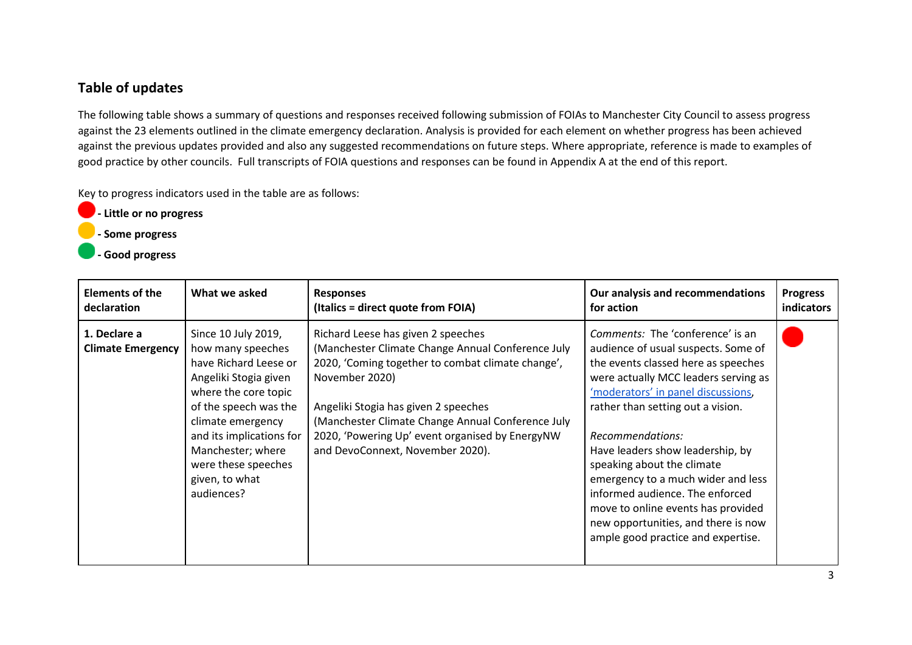## Table of updates

The following table shows a summary of questions and responses received following submission of FOIAs to Manchester City Council to assess progress against the 23 elements outlined in the climate emergency declaration. Analysis is provided for each element on whether progress has been achieved against the previous updates provided and also any suggested recommendations on future steps. Where appropriate, reference is made to examples of good practice by other councils. Full transcripts of FOIA questions and responses can be found in Appendix A at the end of this report.

Key to progress indicators used in the table are as follows:

🔴 **- Little or no progress**

🟡 **- Some progress**

🟢 **- Good progress**

| **Elements of the declaration** | **What we asked** | **Responses (Italics = direct quote from FOIA)** | **Our analysis and recommendations for action** | **Progress indicators** |
|---|---|---|---|---|
| **1. Declare a Climate Emergency** | Since 10 July 2019, how many speeches have Richard Leese or Angeliki Stogia given where the core topic of the speech was the climate emergency and its implications for Manchester; where were these speeches given, to what audiences? | Richard Leese has given 2 speeches (Manchester Climate Change Annual Conference July 2020, 'Coming together to combat climate change', November 2020)<br><br>Angeliki Stogia has given 2 speeches (Manchester Climate Change Annual Conference July 2020, 'Powering Up' event organised by EnergyNW and DevoConnext, November 2020). | *Comments:* The 'conference' is an audience of usual suspects. Some of the events classed here as speeches were actually MCC leaders serving as 'moderators' in panel discussions, rather than setting out a vision.<br><br>*Recommendations:*<br>Have leaders show leadership, by speaking about the climate emergency to a much wider and less informed audience. The enforced move to online events has provided new opportunities, and there is now ample good practice and expertise. | 🔴 |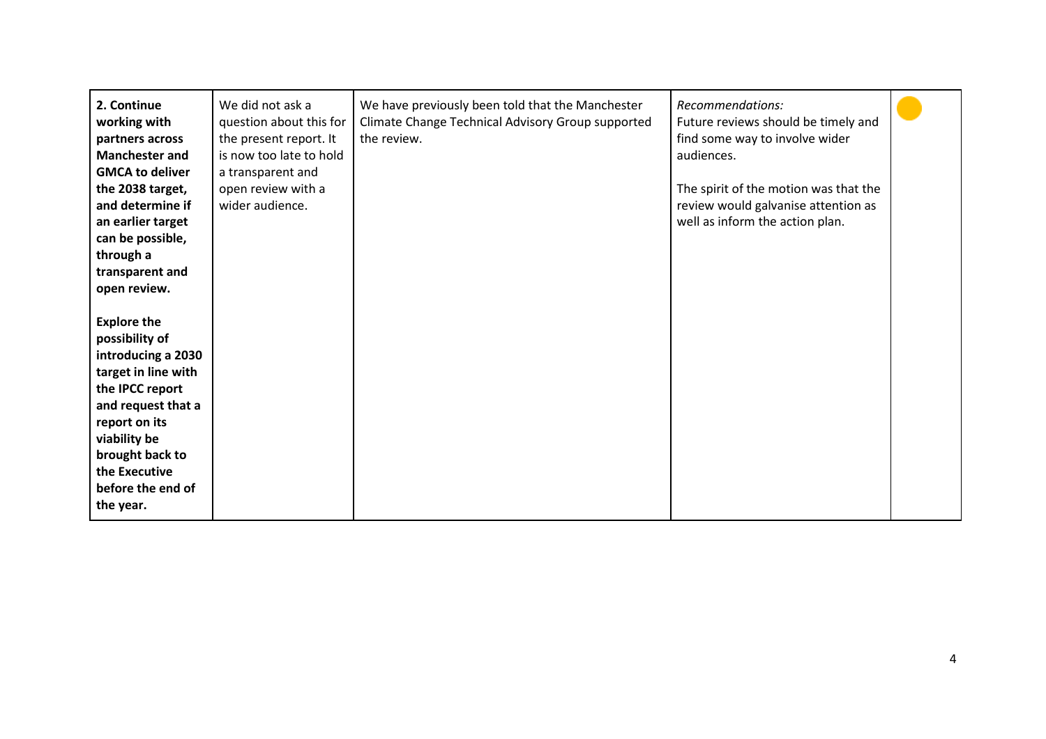| **2. Continue working with partners across Manchester and GMCA to deliver the 2038 target, and determine if an earlier target can be possible, through a transparent and open review.**<br><br>**Explore the possibility of introducing a 2030 target in line with the IPCC report and request that a report on its viability be brought back to the Executive before the end of the year.** | We did not ask a question about this for the present report. It is now too late to hold a transparent and open review with a wider audience. | We have previously been told that the Manchester Climate Change Technical Advisory Group supported the review. | *Recommendations:*<br>Future reviews should be timely and find some way to involve wider audiences.<br><br>The spirit of the motion was that the review would galvanise attention as well as inform the action plan. | |
|---|---|---|---|---|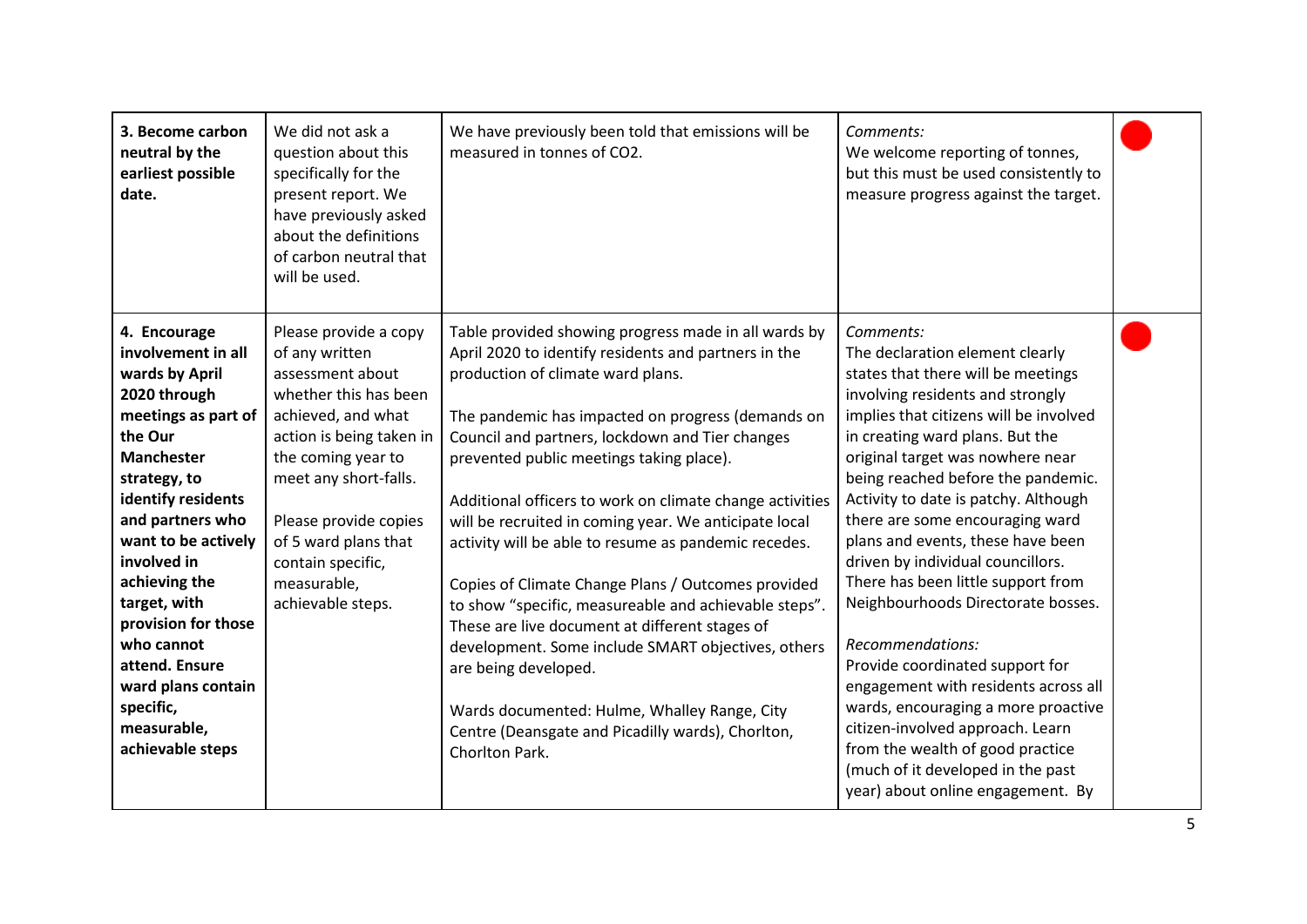| | | | | |
|---|---|---|---|---|
| **3. Become carbon neutral by the earliest possible date.** | We did not ask a question about this specifically for the present report. We have previously asked about the definitions of carbon neutral that will be used. | We have previously been told that emissions will be measured in tonnes of $CO_2$. | *Comments:*<br>We welcome reporting of tonnes, but this must be used consistently to measure progress against the target. | 🔴 |
| **4. Encourage involvement in all wards by April 2020 through meetings as part of the Our Manchester strategy, to identify residents and partners who want to be actively involved in achieving the target, with provision for those who cannot attend. Ensure ward plans contain specific, measurable, achievable steps** | Please provide a copy of any written assessment about whether this has been achieved, and what action is being taken in the coming year to meet any short-falls.<br><br>Please provide copies of 5 ward plans that contain specific, measurable, achievable steps. | Table provided showing progress made in all wards by April 2020 to identify residents and partners in the production of climate ward plans.<br><br>The pandemic has impacted on progress (demands on Council and partners, lockdown and Tier changes prevented public meetings taking place).<br><br>Additional officers to work on climate change activities will be recruited in coming year. We anticipate local activity will be able to resume as pandemic recedes.<br><br>Copies of Climate Change Plans / Outcomes provided to show "specific, measureable and achievable steps". These are live document at different stages of development. Some include SMART objectives, others are being developed.<br><br>Wards documented: Hulme, Whalley Range, City Centre (Deansgate and Picadilly wards), Chorlton, Chorlton Park. | *Comments:*<br>The declaration element clearly states that there will be meetings involving residents and strongly implies that citizens will be involved in creating ward plans. But the original target was nowhere near being reached before the pandemic. Activity to date is patchy. Although there are some encouraging ward plans and events, these have been driven by individual councillors. There has been little support from Neighbourhoods Directorate bosses.<br><br>*Recommendations:*<br>Provide coordinated support for engagement with residents across all wards, encouraging a more proactive citizen-involved approach. Learn from the wealth of good practice (much of it developed in the past year) about online engagement. By | 🔴 |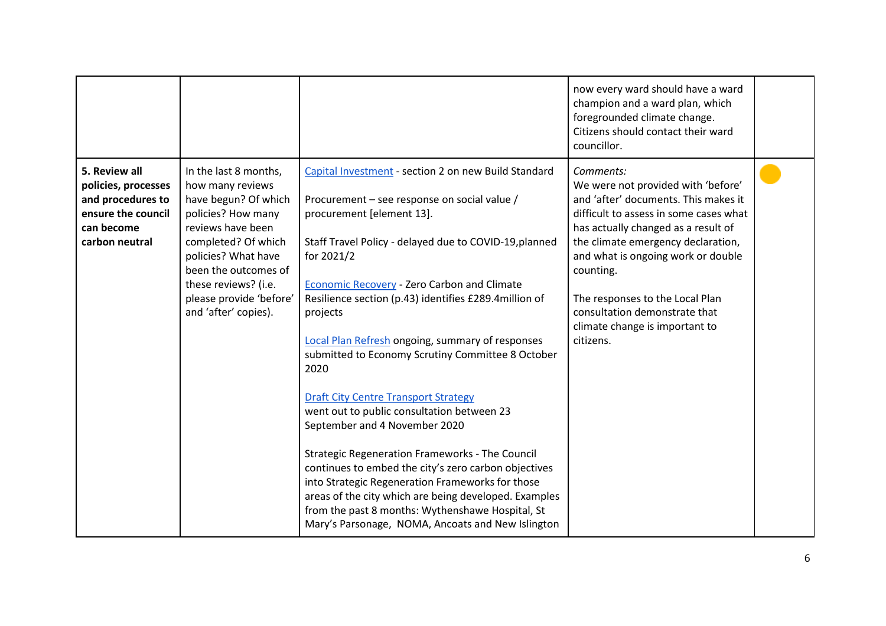| | | | | |
|---|---|---|---|---|
| | | | now every ward should have a ward champion and a ward plan, which foregrounded climate change. Citizens should contact their ward councillor. | |
| **5. Review all policies, processes and procedures to ensure the council can become carbon neutral** | In the last 8 months, how many reviews have begun? Of which policies? How many reviews have been completed? Of which policies? What have been the outcomes of these reviews? (i.e. please provide 'before' and 'after' copies). | Capital Investment - section 2 on new Build Standard<br><br>Procurement – see response on social value / procurement [element 13].<br><br>Staff Travel Policy - delayed due to COVID-19,planned for 2021/2<br><br>Economic Recovery - Zero Carbon and Climate Resilience section (p.43) identifies £289.4million of projects<br><br>Local Plan Refresh ongoing, summary of responses submitted to Economy Scrutiny Committee 8 October 2020<br><br>Draft City Centre Transport Strategy went out to public consultation between 23 September and 4 November 2020<br><br>Strategic Regeneration Frameworks - The Council continues to embed the city's zero carbon objectives into Strategic Regeneration Frameworks for those areas of the city which are being developed. Examples from the past 8 months: Wythenshawe Hospital, St Mary's Parsonage, NOMA, Ancoats and New Islington | *Comments:*<br>We were not provided with 'before' and 'after' documents. This makes it difficult to assess in some cases what has actually changed as a result of the climate emergency declaration, and what is ongoing work or double counting.<br><br>The responses to the Local Plan consultation demonstrate that climate change is important to citizens. | |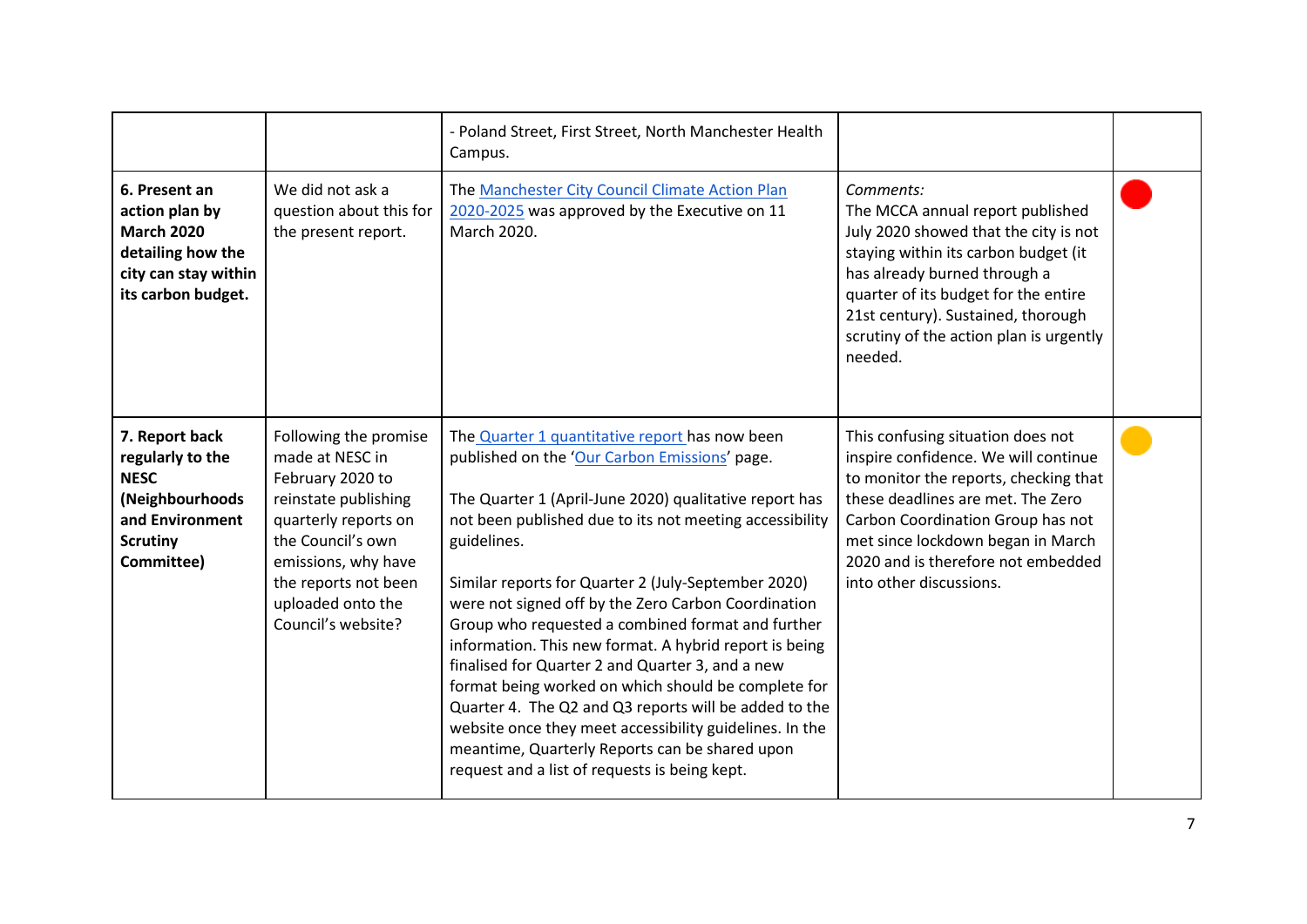| | | | | |
|---|---|---|---|---|
| | | - Poland Street, First Street, North Manchester Health Campus. | | |
| **6. Present an action plan by March 2020 detailing how the city can stay within its carbon budget.** | We did not ask a question about this for the present report. | The Manchester City Council Climate Action Plan 2020-2025 was approved by the Executive on 11 March 2020. | *Comments:* The MCCA annual report published July 2020 showed that the city is not staying within its carbon budget (it has already burned through a quarter of its budget for the entire 21st century). Sustained, thorough scrutiny of the action plan is urgently needed. | 🔴 |
| **7. Report back regularly to the NESC (Neighbourhoods and Environment Scrutiny Committee)** | Following the promise made at NESC in February 2020 to reinstate publishing quarterly reports on the Council's own emissions, why have the reports not been uploaded onto the Council's website? | The Quarter 1 quantitative report has now been published on the 'Our Carbon Emissions' page.<br><br>The Quarter 1 (April-June 2020) qualitative report has not been published due to its not meeting accessibility guidelines.<br><br>Similar reports for Quarter 2 (July-September 2020) were not signed off by the Zero Carbon Coordination Group who requested a combined format and further information. This new format. A hybrid report is being finalised for Quarter 2 and Quarter 3, and a new format being worked on which should be complete for Quarter 4. The Q2 and Q3 reports will be added to the website once they meet accessibility guidelines. In the meantime, Quarterly Reports can be shared upon request and a list of requests is being kept. | This confusing situation does not inspire confidence. We will continue to monitor the reports, checking that these deadlines are met. The Zero Carbon Coordination Group has not met since lockdown began in March 2020 and is therefore not embedded into other discussions. | 🟡 |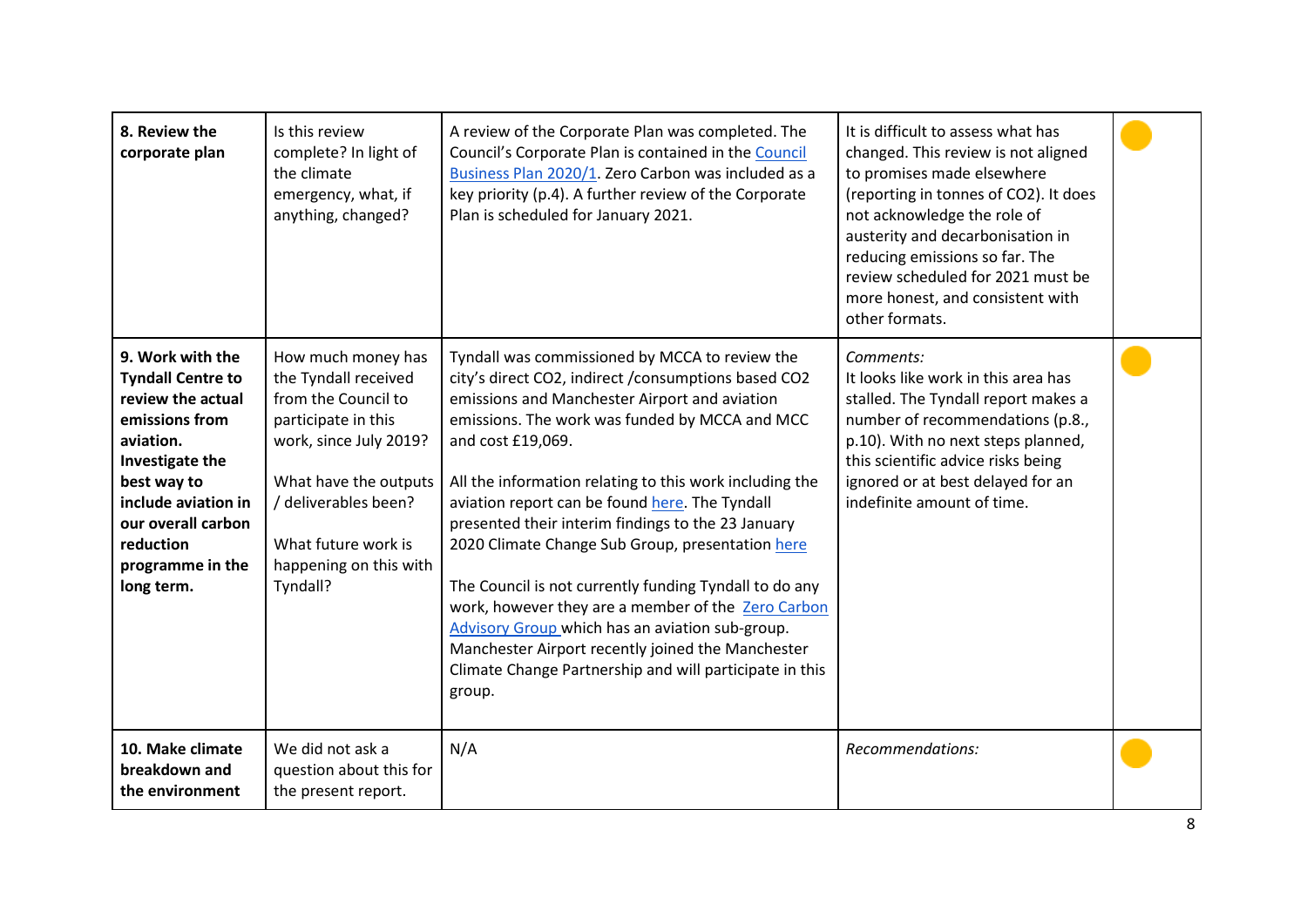| 8. **Review the corporate plan** | Is this review complete? In light of the climate emergency, what, if anything, changed? | A review of the Corporate Plan was completed. The Council's Corporate Plan is contained in the Council Business Plan 2020/1. Zero Carbon was included as a key priority (p.4). A further review of the Corporate Plan is scheduled for January 2021. | It is difficult to assess what has changed. This review is not aligned to promises made elsewhere (reporting in tonnes of $CO_2$). It does not acknowledge the role of austerity and decarbonisation in reducing emissions so far. The review scheduled for 2021 must be more honest, and consistent with other formats. | |
|---|---|---|---|---|
| **9. Work with the Tyndall Centre to review the actual emissions from aviation. Investigate the best way to include aviation in our overall carbon reduction programme in the long term.** | How much money has the Tyndall received from the Council to participate in this work, since July 2019?<br><br>What have the outputs / deliverables been?<br><br>What future work is happening on this with Tyndall? | Tyndall was commissioned by MCCA to review the city's direct $CO_2$, indirect /consumptions based $CO_2$ emissions and Manchester Airport and aviation emissions. The work was funded by MCCA and MCC and cost £19,069.<br><br>All the information relating to this work including the aviation report can be found here. The Tyndall presented their interim findings to the 23 January 2020 Climate Change Sub Group, presentation here<br><br>The Council is not currently funding Tyndall to do any work, however they are a member of the Zero Carbon Advisory Group which has an aviation sub-group. Manchester Airport recently joined the Manchester Climate Change Partnership and will participate in this group. | *Comments:*<br>It looks like work in this area has stalled. The Tyndall report makes a number of recommendations (p.8., p.10). With no next steps planned, this scientific advice risks being ignored or at best delayed for an indefinite amount of time. | |
| **10. Make climate breakdown and the environment** | We did not ask a question about this for the present report. | N/A | *Recommendations:* | |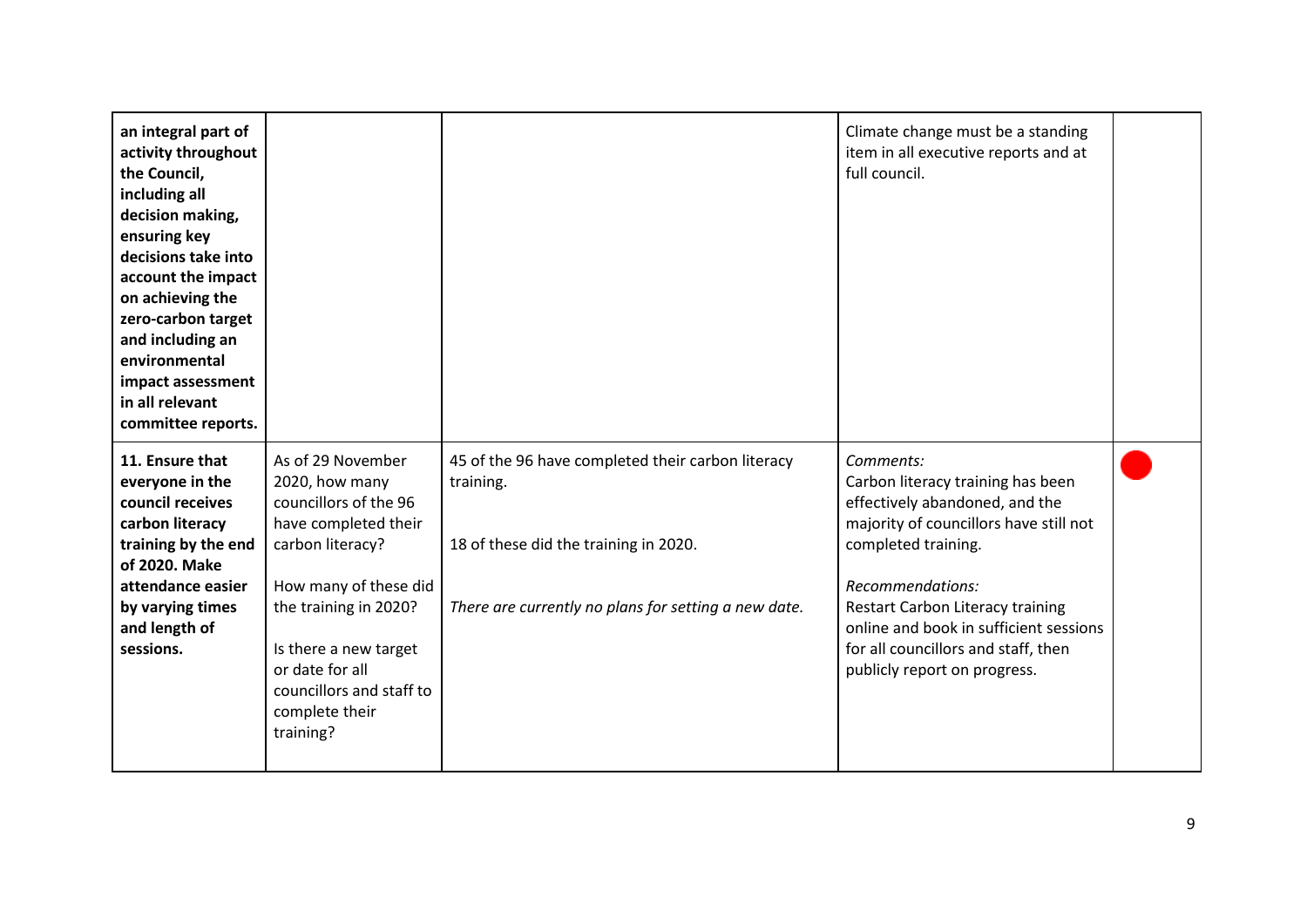| | | | | |
|---|---|---|---|---|
| **an integral part of activity throughout the Council, including all decision making, ensuring key decisions take into account the impact on achieving the zero-carbon target and including an environmental impact assessment in all relevant committee reports.** | | | Climate change must be a standing item in all executive reports and at full council. | |
| **11. Ensure that everyone in the council receives carbon literacy training by the end of 2020. Make attendance easier by varying times and length of sessions.** | As of 29 November 2020, how many councillors of the 96 have completed their carbon literacy?<br><br>How many of these did the training in 2020?<br><br>Is there a new target or date for all councillors and staff to complete their training? | 45 of the 96 have completed their carbon literacy training.<br><br>18 of these did the training in 2020.<br><br>*There are currently no plans for setting a new date.* | *Comments:*<br>Carbon literacy training has been effectively abandoned, and the majority of councillors have still not completed training.<br><br>*Recommendations:*<br>Restart Carbon Literacy training online and book in sufficient sessions for all councillors and staff, then publicly report on progress. | 🔴 |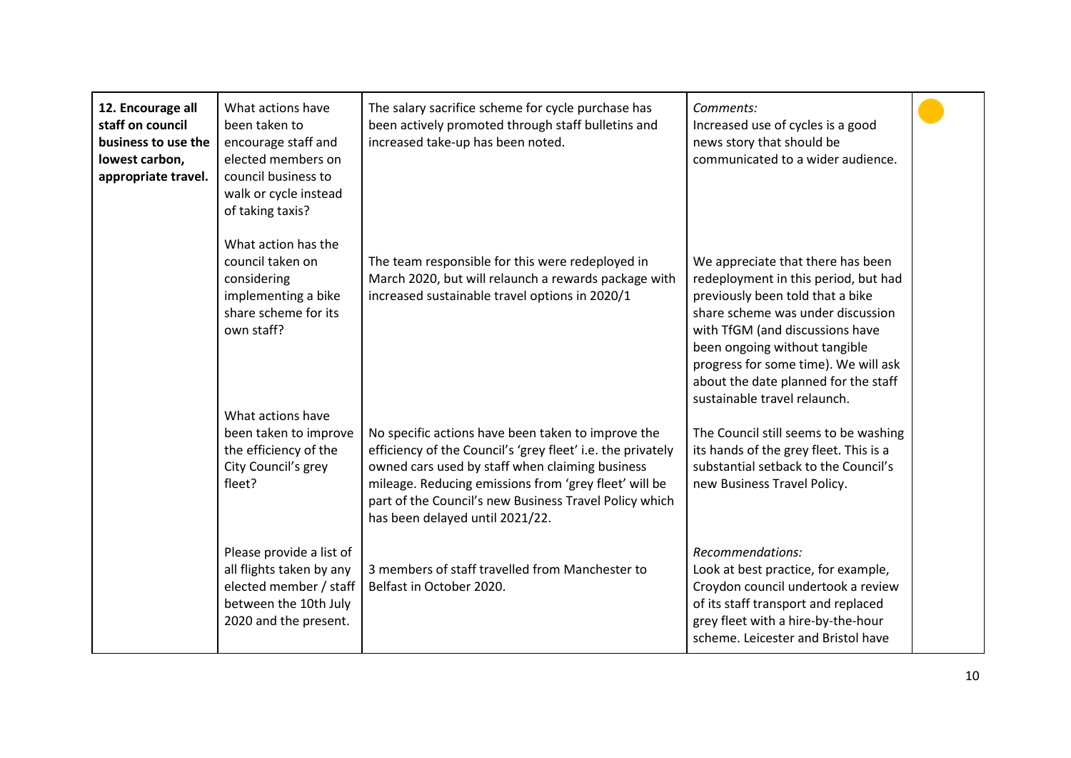| 12. Encourage all staff on council business to use the lowest carbon, appropriate travel. | What actions have been taken to encourage staff and elected members on council business to walk or cycle instead of taking taxis? | The salary sacrifice scheme for cycle purchase has been actively promoted through staff bulletins and increased take-up has been noted. | *Comments:* Increased use of cycles is a good news story that should be communicated to a wider audience. | 🟡 |
|---|---|---|---|---|
| | What action has the council taken on considering implementing a bike share scheme for its own staff? | The team responsible for this were redeployed in March 2020, but will relaunch a rewards package with increased sustainable travel options in 2020/1 | We appreciate that there has been redeployment in this period, but had previously been told that a bike share scheme was under discussion with TfGM (and discussions have been ongoing without tangible progress for some time). We will ask about the date planned for the staff sustainable travel relaunch. | |
| | What actions have been taken to improve the efficiency of the City Council's grey fleet? | No specific actions have been taken to improve the efficiency of the Council's 'grey fleet' i.e. the privately owned cars used by staff when claiming business mileage. Reducing emissions from 'grey fleet' will be part of the Council's new Business Travel Policy which has been delayed until 2021/22. | The Council still seems to be washing its hands of the grey fleet. This is a substantial setback to the Council's new Business Travel Policy. | |
| | Please provide a list of all flights taken by any elected member / staff between the 10th July 2020 and the present. | 3 members of staff travelled from Manchester to Belfast in October 2020. | *Recommendations:* Look at best practice, for example, Croydon council undertook a review of its staff transport and replaced grey fleet with a hire-by-the-hour scheme. Leicester and Bristol have | |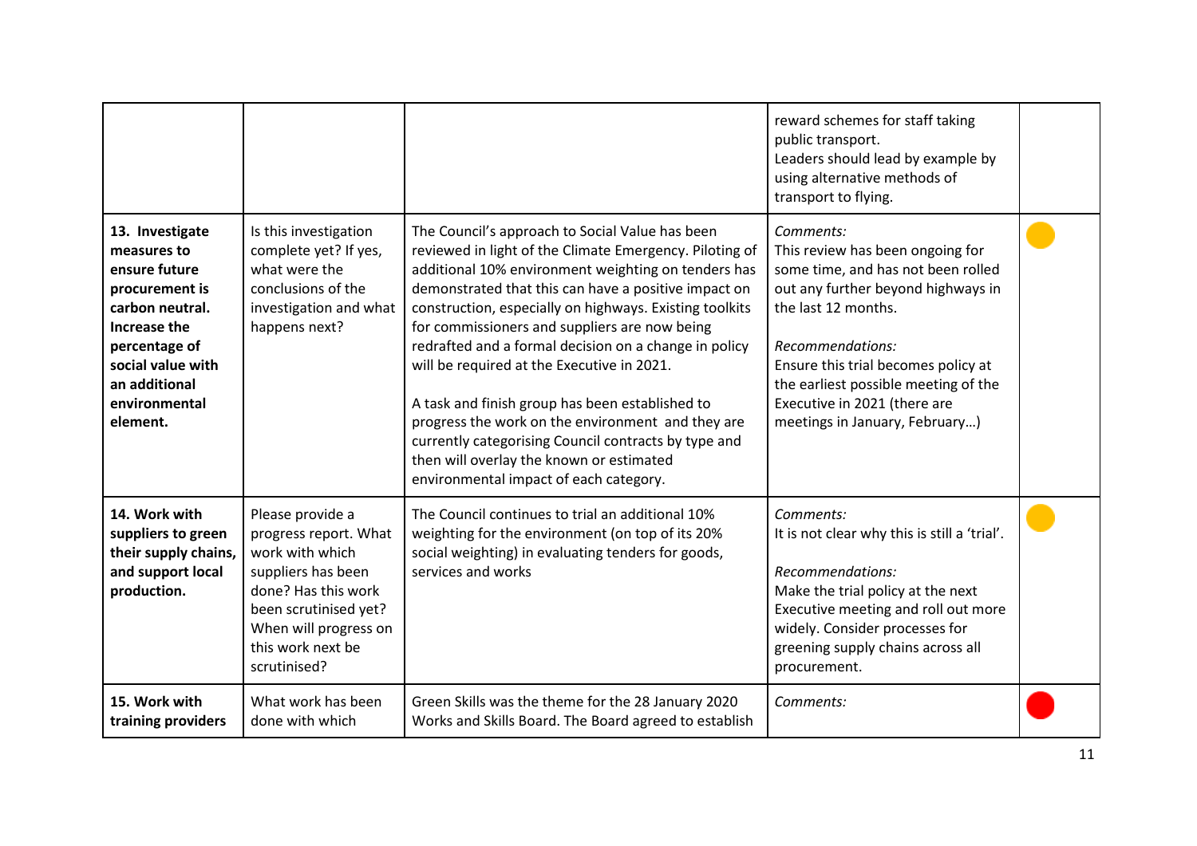| | | | | |
|---|---|---|---|---|
| | | | reward schemes for staff taking public transport.<br>Leaders should lead by example by using alternative methods of transport to flying. | |
| **13. Investigate measures to ensure future procurement is carbon neutral. Increase the percentage of social value with an additional environmental element.** | Is this investigation complete yet? If yes, what were the conclusions of the investigation and what happens next? | The Council's approach to Social Value has been reviewed in light of the Climate Emergency. Piloting of additional 10% environment weighting on tenders has demonstrated that this can have a positive impact on construction, especially on highways. Existing toolkits for commissioners and suppliers are now being redrafted and a formal decision on a change in policy will be required at the Executive in 2021.<br><br>A task and finish group has been established to progress the work on the environment and they are currently categorising Council contracts by type and then will overlay the known or estimated environmental impact of each category. | *Comments:*<br>This review has been ongoing for some time, and has not been rolled out any further beyond highways in the last 12 months.<br><br>*Recommendations:*<br>Ensure this trial becomes policy at the earliest possible meeting of the Executive in 2021 (there are meetings in January, February…) | Amber |
| **14. Work with suppliers to green their supply chains, and support local production.** | Please provide a progress report. What work with which suppliers has been done? Has this work been scrutinised yet? When will progress on this work next be scrutinised? | The Council continues to trial an additional 10% weighting for the environment (on top of its 20% social weighting) in evaluating tenders for goods, services and works | *Comments:*<br>It is not clear why this is still a 'trial'.<br><br>*Recommendations:*<br>Make the trial policy at the next Executive meeting and roll out more widely. Consider processes for greening supply chains across all procurement. | Amber |
| **15. Work with training providers** | What work has been done with which | Green Skills was the theme for the 28 January 2020 Works and Skills Board. The Board agreed to establish | *Comments:* | Red |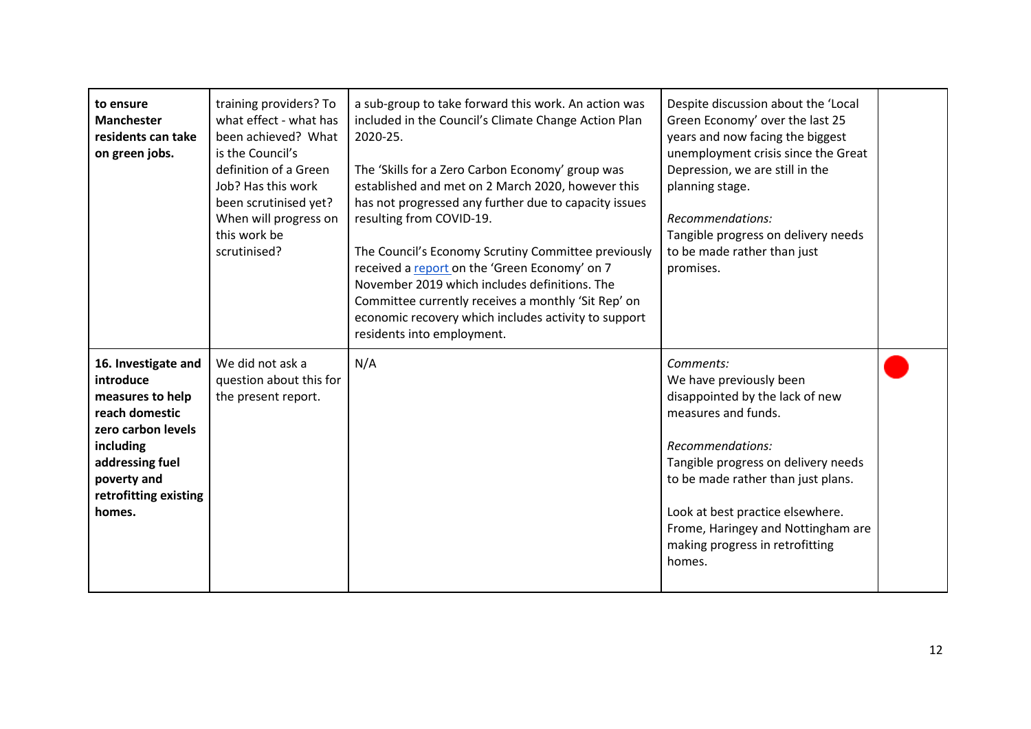| | | | | |
|---|---|---|---|---|
| **to ensure Manchester residents can take on green jobs.** | training providers? To what effect - what has been achieved? What is the Council's definition of a Green Job? Has this work been scrutinised yet? When will progress on this work be scrutinised? | a sub-group to take forward this work. An action was included in the Council's Climate Change Action Plan 2020-25.<br><br>The 'Skills for a Zero Carbon Economy' group was established and met on 2 March 2020, however this has not progressed any further due to capacity issues resulting from COVID-19.<br><br>The Council's Economy Scrutiny Committee previously received a [report](report) on the 'Green Economy' on 7 November 2019 which includes definitions. The Committee currently receives a monthly 'Sit Rep' on economic recovery which includes activity to support residents into employment. | Despite discussion about the 'Local Green Economy' over the last 25 years and now facing the biggest unemployment crisis since the Great Depression, we are still in the planning stage.<br><br>*Recommendations:*<br>Tangible progress on delivery needs to be made rather than just promises. | |
| **16. Investigate and introduce measures to help reach domestic zero carbon levels including addressing fuel poverty and retrofitting existing homes.** | We did not ask a question about this for the present report. | N/A | *Comments:*<br>We have previously been disappointed by the lack of new measures and funds.<br><br>*Recommendations:*<br>Tangible progress on delivery needs to be made rather than just plans.<br><br>Look at best practice elsewhere. Frome, Haringey and Nottingham are making progress in retrofitting homes. | 🔴 |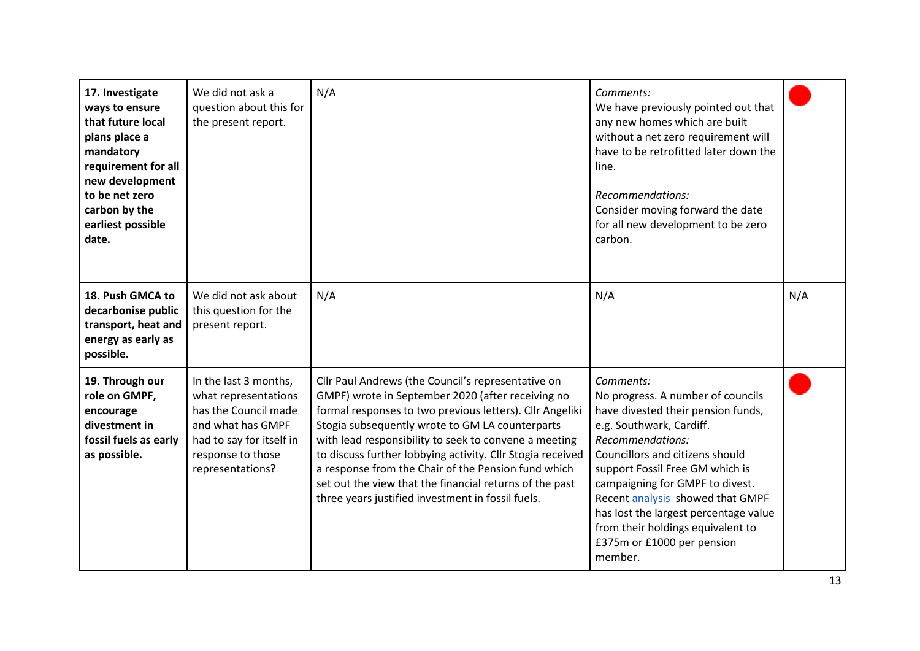| **17. Investigate ways to ensure that future local plans place a mandatory requirement for all new development to be net zero carbon by the earliest possible date.** | We did not ask a question about this for the present report. | N/A | *Comments:* We have previously pointed out that any new homes which are built without a net zero requirement will have to be retrofitted later down the line. *Recommendations:* Consider moving forward the date for all new development to be zero carbon. | 🔴 |
|---|---|---|---|---|
| **18. Push GMCA to decarbonise public transport, heat and energy as early as possible.** | We did not ask about this question for the present report. | N/A | N/A | N/A |
| **19. Through our role on GMPF, encourage divestment in fossil fuels as early as possible.** | In the last 3 months, what representations has the Council made and what has GMPF had to say for itself in response to those representations? | Cllr Paul Andrews (the Council's representative on GMPF) wrote in September 2020 (after receiving no formal responses to two previous letters). Cllr Angeliki Stogia subsequently wrote to GM LA counterparts with lead responsibility to seek to convene a meeting to discuss further lobbying activity. Cllr Stogia received a response from the Chair of the Pension fund which set out the view that the financial returns of the past three years justified investment in fossil fuels. | *Comments:* No progress. A number of councils have divested their pension funds, e.g. Southwark, Cardiff. *Recommendations:* Councillors and citizens should support Fossil Free GM which is campaigning for GMPF to divest. Recent analysis showed that GMPF has lost the largest percentage value from their holdings equivalent to £375m or £1000 per pension member. | 🔴 |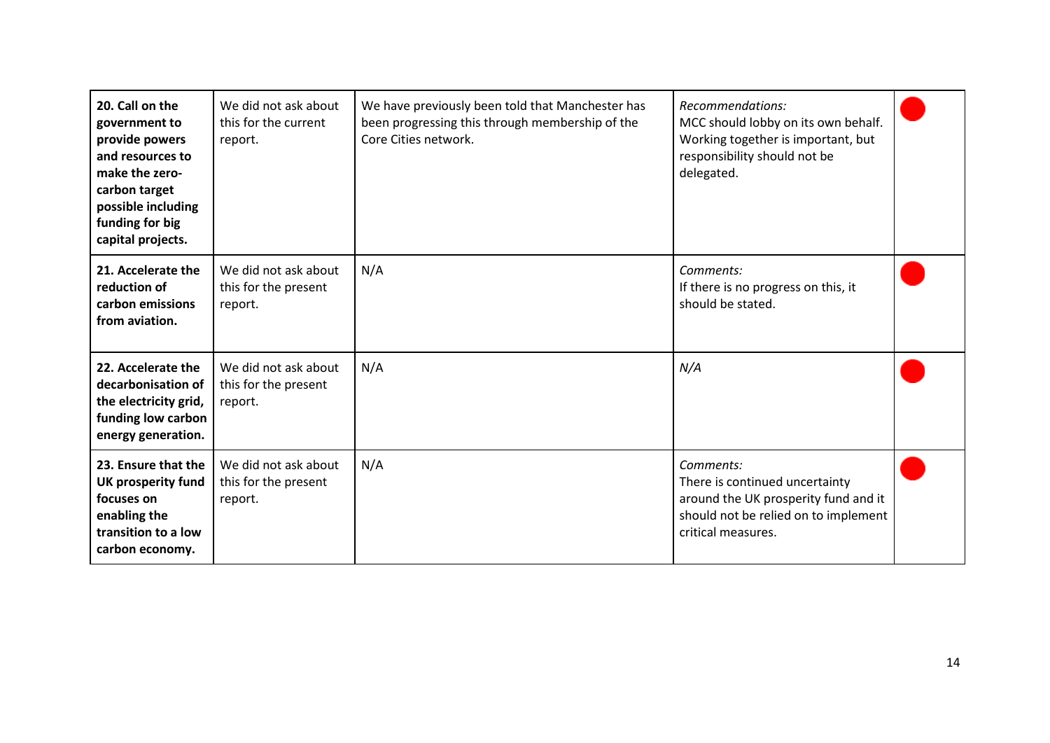| | | | | |
|---|---|---|---|---|
| **20. Call on the government to provide powers and resources to make the zero-carbon target possible including funding for big capital projects.** | We did not ask about this for the current report. | We have previously been told that Manchester has been progressing this through membership of the Core Cities network. | *Recommendations:*<br>MCC should lobby on its own behalf. Working together is important, but responsibility should not be delegated. | 🔴 |
| **21. Accelerate the reduction of carbon emissions from aviation.** | We did not ask about this for the present report. | N/A | *Comments:*<br>If there is no progress on this, it should be stated. | 🔴 |
| **22. Accelerate the decarbonisation of the electricity grid, funding low carbon energy generation.** | We did not ask about this for the present report. | N/A | *N/A* | 🔴 |
| **23. Ensure that the UK prosperity fund focuses on enabling the transition to a low carbon economy.** | We did not ask about this for the present report. | N/A | *Comments:*<br>There is continued uncertainty around the UK prosperity fund and it should not be relied on to implement critical measures. | 🔴 |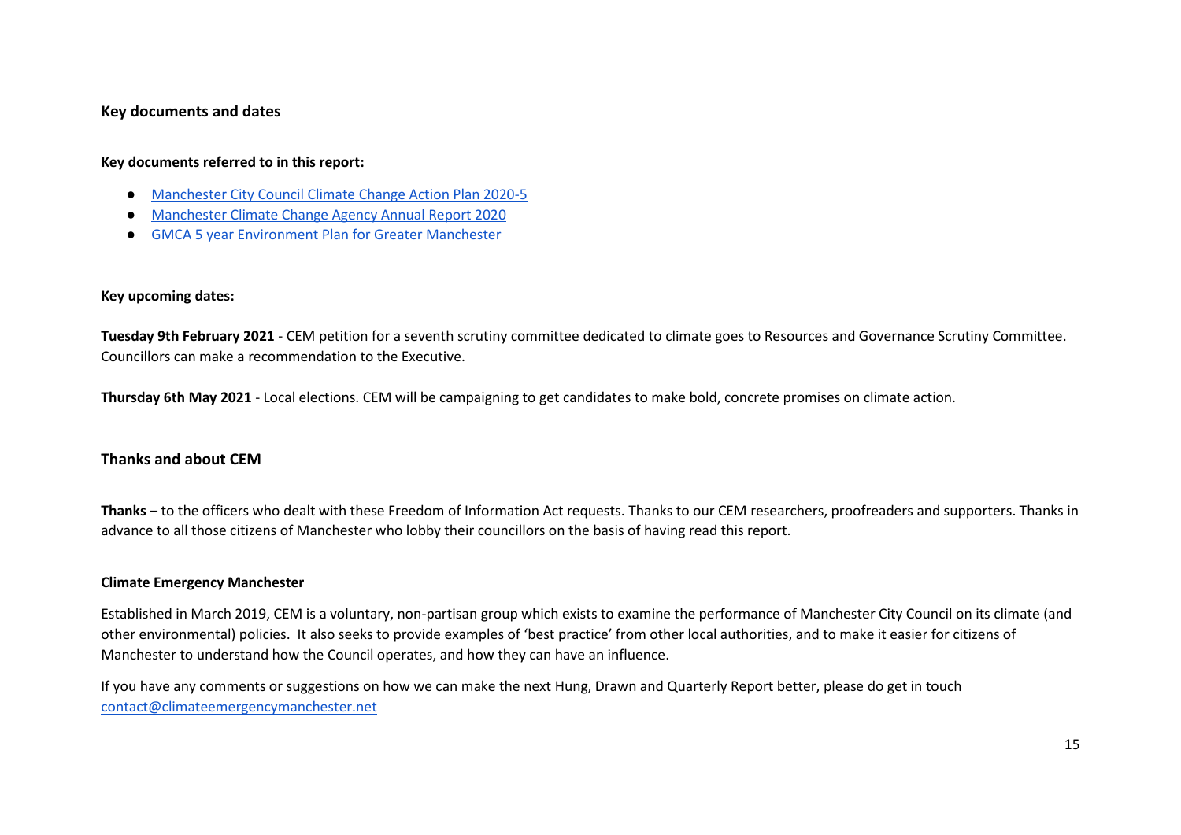## Key documents and dates

**Key documents referred to in this report:**

- [Manchester City Council Climate Change Action Plan 2020-5]
- [Manchester Climate Change Agency Annual Report 2020]
- [GMCA 5 year Environment Plan for Greater Manchester]

**Key upcoming dates:**

**Tuesday 9th February 2021** - CEM petition for a seventh scrutiny committee dedicated to climate goes to Resources and Governance Scrutiny Committee. Councillors can make a recommendation to the Executive.

**Thursday 6th May 2021** - Local elections. CEM will be campaigning to get candidates to make bold, concrete promises on climate action.

## Thanks and about CEM

**Thanks** – to the officers who dealt with these Freedom of Information Act requests. Thanks to our CEM researchers, proofreaders and supporters. Thanks in advance to all those citizens of Manchester who lobby their councillors on the basis of having read this report.

**Climate Emergency Manchester**

Established in March 2019, CEM is a voluntary, non-partisan group which exists to examine the performance of Manchester City Council on its climate (and other environmental) policies. It also seeks to provide examples of 'best practice' from other local authorities, and to make it easier for citizens of Manchester to understand how the Council operates, and how they can have an influence.

If you have any comments or suggestions on how we can make the next Hung, Drawn and Quarterly Report better, please do get in touch contact@climateemergencymanchester.net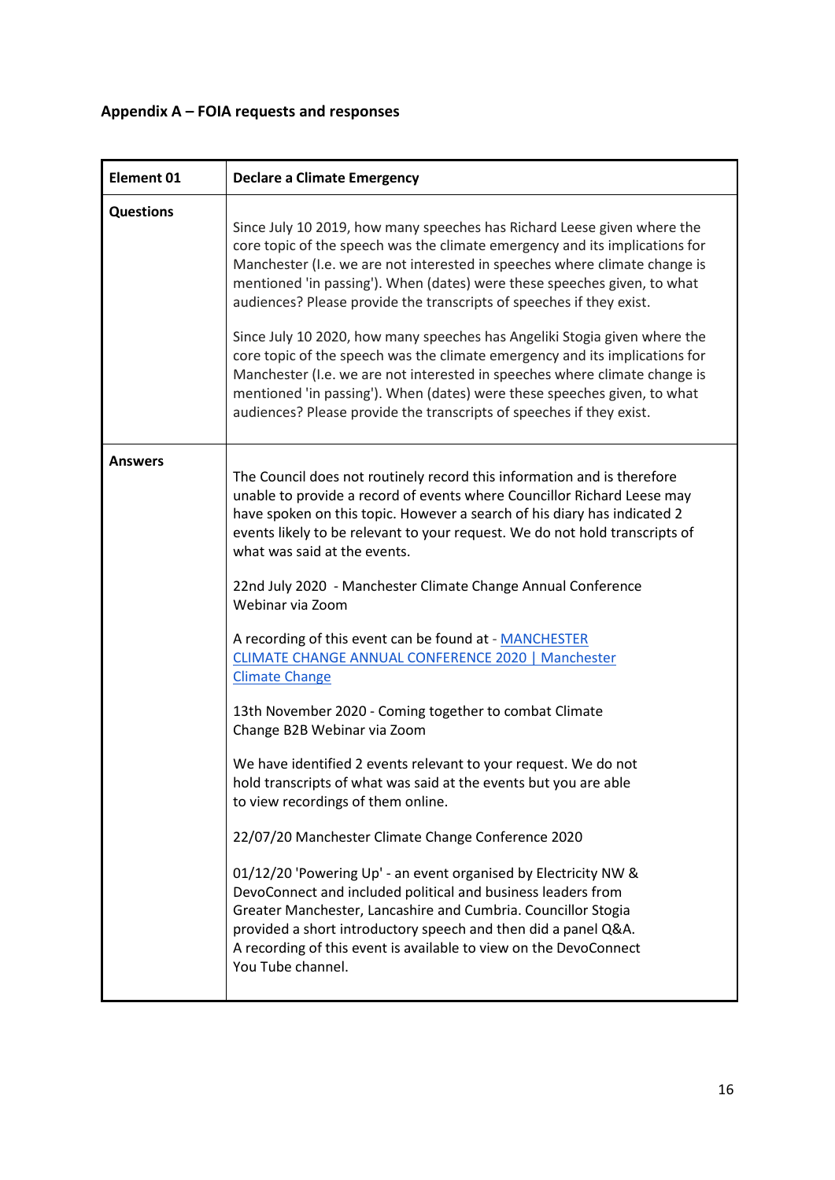**Appendix A – FOIA requests and responses**

| **Element 01** | **Declare a Climate Emergency** |
|---|---|
| **Questions** | Since July 10 2019, how many speeches has Richard Leese given where the core topic of the speech was the climate emergency and its implications for Manchester (I.e. we are not interested in speeches where climate change is mentioned 'in passing'). When (dates) were these speeches given, to what audiences? Please provide the transcripts of speeches if they exist.<br><br>Since July 10 2020, how many speeches has Angeliki Stogia given where the core topic of the speech was the climate emergency and its implications for Manchester (I.e. we are not interested in speeches where climate change is mentioned 'in passing'). When (dates) were these speeches given, to what audiences? Please provide the transcripts of speeches if they exist. |
| **Answers** | The Council does not routinely record this information and is therefore unable to provide a record of events where Councillor Richard Leese may have spoken on this topic. However a search of his diary has indicated 2 events likely to be relevant to your request. We do not hold transcripts of what was said at the events.<br><br>22nd July 2020 - Manchester Climate Change Annual Conference Webinar via Zoom<br><br>A recording of this event can be found at - [MANCHESTER CLIMATE CHANGE ANNUAL CONFERENCE 2020 \| Manchester Climate Change]<br><br>13th November 2020 - Coming together to combat Climate Change B2B Webinar via Zoom<br><br>We have identified 2 events relevant to your request. We do not hold transcripts of what was said at the events but you are able to view recordings of them online.<br><br>22/07/20 Manchester Climate Change Conference 2020<br><br>01/12/20 'Powering Up' - an event organised by Electricity NW & DevoConnect and included political and business leaders from Greater Manchester, Lancashire and Cumbria. Councillor Stogia provided a short introductory speech and then did a panel Q&A. A recording of this event is available to view on the DevoConnect You Tube channel. |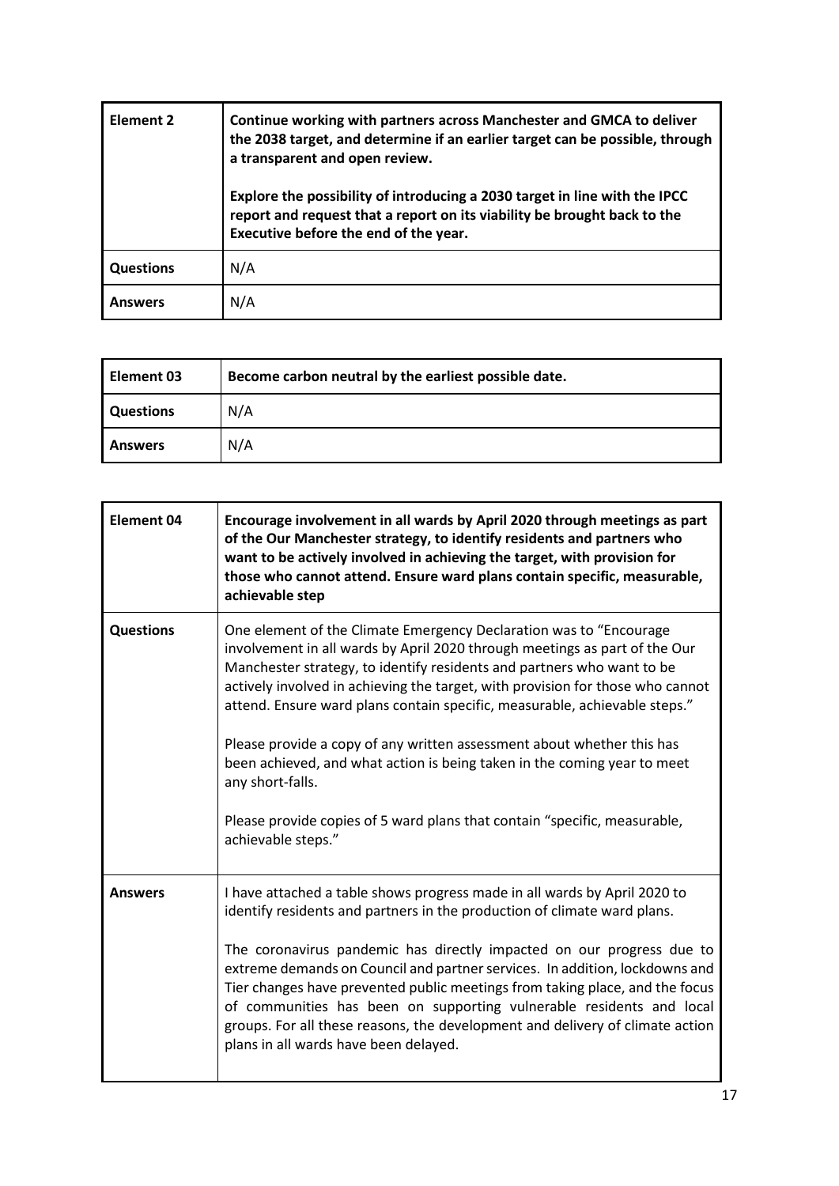| **Element 2** | **Continue working with partners across Manchester and GMCA to deliver the 2038 target, and determine if an earlier target can be possible, through a transparent and open review.**<br><br>**Explore the possibility of introducing a 2030 target in line with the IPCC report and request that a report on its viability be brought back to the Executive before the end of the year.** |
|---|---|
| **Questions** | N/A |
| **Answers** | N/A |

| **Element 03** | **Become carbon neutral by the earliest possible date.** |
|---|---|
| **Questions** | N/A |
| **Answers** | N/A |

| **Element 04** | **Encourage involvement in all wards by April 2020 through meetings as part of the Our Manchester strategy, to identify residents and partners who want to be actively involved in achieving the target, with provision for those who cannot attend. Ensure ward plans contain specific, measurable, achievable step** |
|---|---|
| **Questions** | One element of the Climate Emergency Declaration was to "Encourage involvement in all wards by April 2020 through meetings as part of the Our Manchester strategy, to identify residents and partners who want to be actively involved in achieving the target, with provision for those who cannot attend. Ensure ward plans contain specific, measurable, achievable steps."<br><br>Please provide a copy of any written assessment about whether this has been achieved, and what action is being taken in the coming year to meet any short-falls.<br><br>Please provide copies of 5 ward plans that contain "specific, measurable, achievable steps." |
| **Answers** | I have attached a table shows progress made in all wards by April 2020 to identify residents and partners in the production of climate ward plans.<br><br>The coronavirus pandemic has directly impacted on our progress due to extreme demands on Council and partner services. In addition, lockdowns and Tier changes have prevented public meetings from taking place, and the focus of communities has been on supporting vulnerable residents and local groups. For all these reasons, the development and delivery of climate action plans in all wards have been delayed. |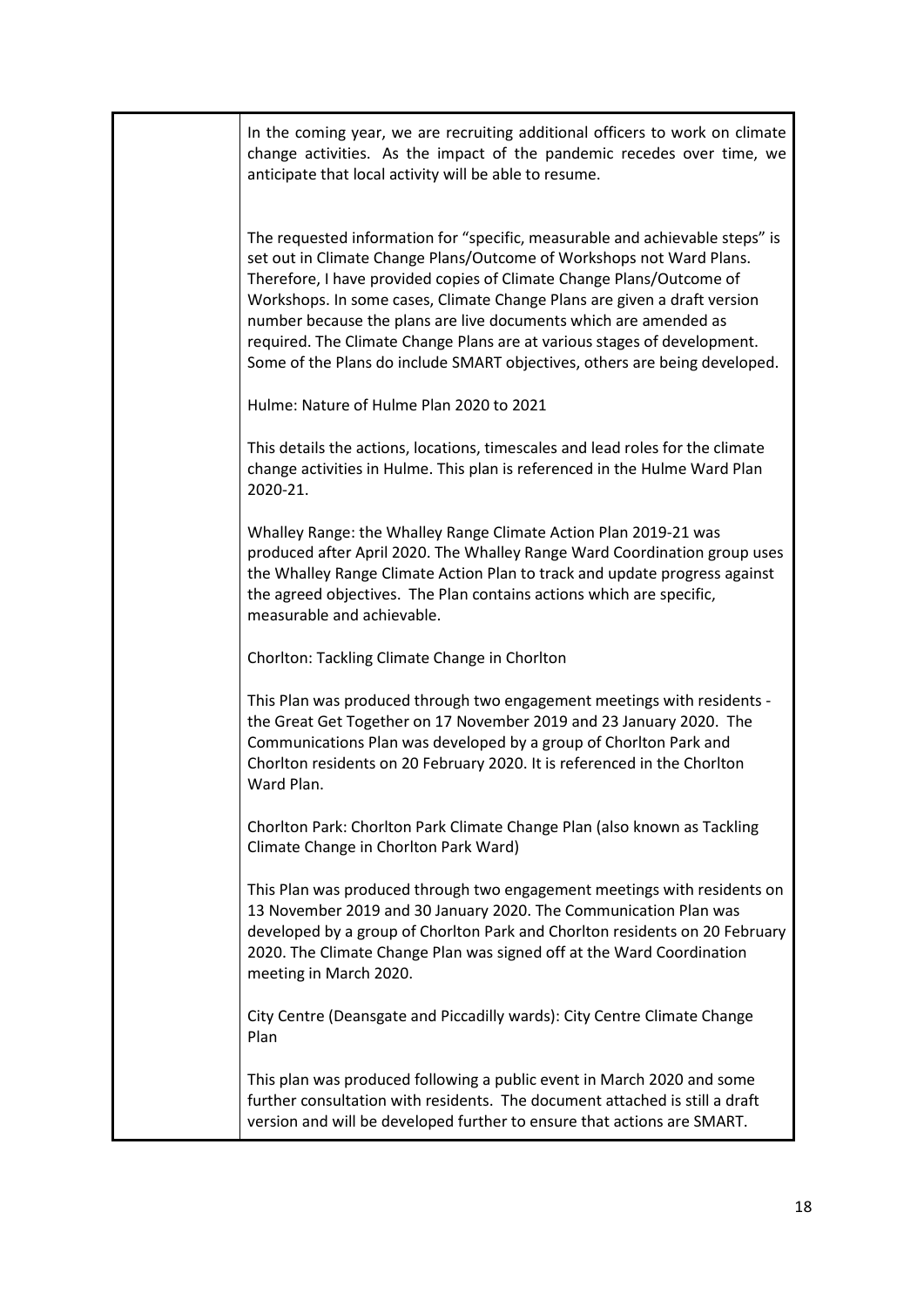| | |
|---|---|
| | In the coming year, we are recruiting additional officers to work on climate change activities. As the impact of the pandemic recedes over time, we anticipate that local activity will be able to resume.<br><br>The requested information for "specific, measurable and achievable steps" is set out in Climate Change Plans/Outcome of Workshops not Ward Plans. Therefore, I have provided copies of Climate Change Plans/Outcome of Workshops. In some cases, Climate Change Plans are given a draft version number because the plans are live documents which are amended as required. The Climate Change Plans are at various stages of development. Some of the Plans do include SMART objectives, others are being developed.<br><br>Hulme: Nature of Hulme Plan 2020 to 2021<br><br>This details the actions, locations, timescales and lead roles for the climate change activities in Hulme. This plan is referenced in the Hulme Ward Plan 2020-21.<br><br>Whalley Range: the Whalley Range Climate Action Plan 2019-21 was produced after April 2020. The Whalley Range Ward Coordination group uses the Whalley Range Climate Action Plan to track and update progress against the agreed objectives. The Plan contains actions which are specific, measurable and achievable.<br><br>Chorlton: Tackling Climate Change in Chorlton<br><br>This Plan was produced through two engagement meetings with residents - the Great Get Together on 17 November 2019 and 23 January 2020. The Communications Plan was developed by a group of Chorlton Park and Chorlton residents on 20 February 2020. It is referenced in the Chorlton Ward Plan.<br><br>Chorlton Park: Chorlton Park Climate Change Plan (also known as Tackling Climate Change in Chorlton Park Ward)<br><br>This Plan was produced through two engagement meetings with residents on 13 November 2019 and 30 January 2020. The Communication Plan was developed by a group of Chorlton Park and Chorlton residents on 20 February 2020. The Climate Change Plan was signed off at the Ward Coordination meeting in March 2020.<br><br>City Centre (Deansgate and Piccadilly wards): City Centre Climate Change Plan<br><br>This plan was produced following a public event in March 2020 and some further consultation with residents. The document attached is still a draft version and will be developed further to ensure that actions are SMART. |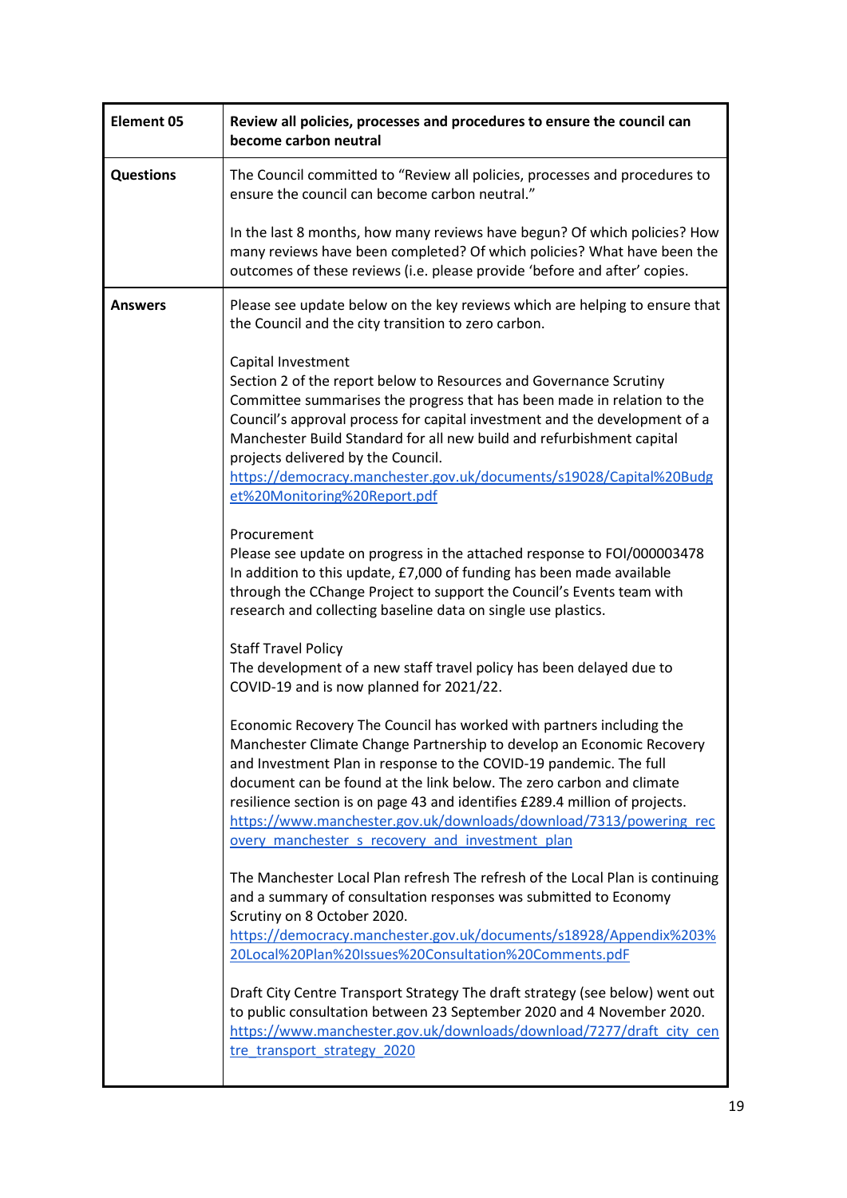| Element 05 | Review all policies, processes and procedures to ensure the council can become carbon neutral |
|---|---|
| **Questions** | The Council committed to "Review all policies, processes and procedures to ensure the council can become carbon neutral."<br><br>In the last 8 months, how many reviews have begun? Of which policies? How many reviews have been completed? Of which policies? What have been the outcomes of these reviews (i.e. please provide 'before and after' copies. |
| **Answers** | Please see update below on the key reviews which are helping to ensure that the Council and the city transition to zero carbon.<br><br>Capital Investment<br>Section 2 of the report below to Resources and Governance Scrutiny Committee summarises the progress that has been made in relation to the Council's approval process for capital investment and the development of a Manchester Build Standard for all new build and refurbishment capital projects delivered by the Council.<br>https://democracy.manchester.gov.uk/documents/s19028/Capital%20Budget%20Monitoring%20Report.pdf<br><br>Procurement<br>Please see update on progress in the attached response to FOI/000003478<br>In addition to this update, £7,000 of funding has been made available through the CChange Project to support the Council's Events team with research and collecting baseline data on single use plastics.<br><br>Staff Travel Policy<br>The development of a new staff travel policy has been delayed due to COVID-19 and is now planned for 2021/22.<br><br>Economic Recovery The Council has worked with partners including the Manchester Climate Change Partnership to develop an Economic Recovery and Investment Plan in response to the COVID-19 pandemic. The full document can be found at the link below. The zero carbon and climate resilience section is on page 43 and identifies £289.4 million of projects.<br>https://www.manchester.gov.uk/downloads/download/7313/powering_recovery_manchester_s_recovery_and_investment_plan<br><br>The Manchester Local Plan refresh The refresh of the Local Plan is continuing and a summary of consultation responses was submitted to Economy Scrutiny on 8 October 2020.<br>https://democracy.manchester.gov.uk/documents/s18928/Appendix%203%20Local%20Plan%20Issues%20Consultation%20Comments.pdF<br><br>Draft City Centre Transport Strategy The draft strategy (see below) went out to public consultation between 23 September 2020 and 4 November 2020.<br>https://www.manchester.gov.uk/downloads/download/7277/draft_city_centre_transport_strategy_2020 |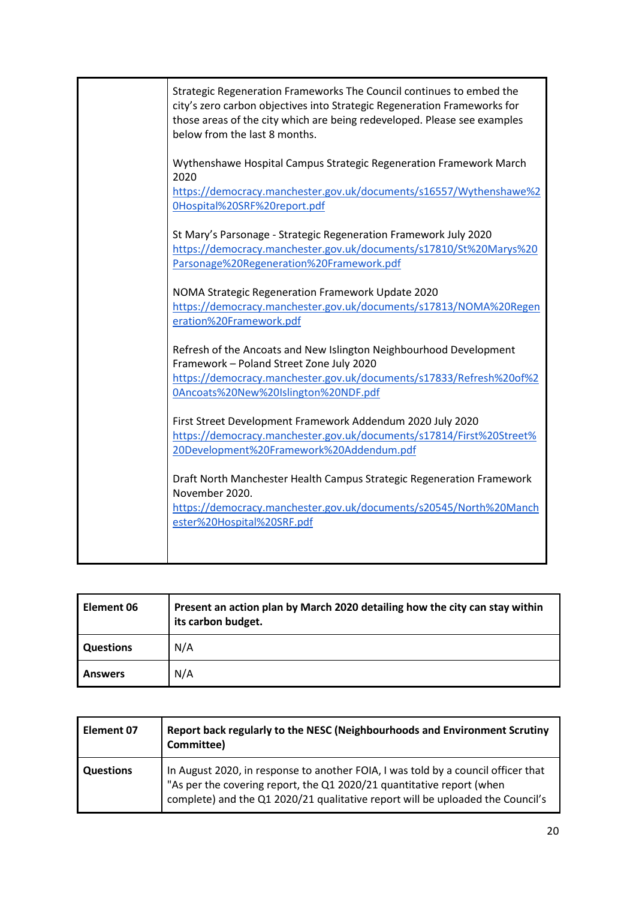| | |
|---|---|
| | Strategic Regeneration Frameworks The Council continues to embed the city's zero carbon objectives into Strategic Regeneration Frameworks for those areas of the city which are being redeveloped. Please see examples below from the last 8 months.<br><br>Wythenshawe Hospital Campus Strategic Regeneration Framework March 2020<br>https://democracy.manchester.gov.uk/documents/s16557/Wythenshawe%20Hospital%20SRF%20report.pdf<br><br>St Mary's Parsonage - Strategic Regeneration Framework July 2020<br>https://democracy.manchester.gov.uk/documents/s17810/St%20Marys%20Parsonage%20Regeneration%20Framework.pdf<br><br>NOMA Strategic Regeneration Framework Update 2020<br>https://democracy.manchester.gov.uk/documents/s17813/NOMA%20Regeneration%20Framework.pdf<br><br>Refresh of the Ancoats and New Islington Neighbourhood Development Framework – Poland Street Zone July 2020<br>https://democracy.manchester.gov.uk/documents/s17833/Refresh%20of%20Ancoats%20New%20Islington%20NDF.pdf<br><br>First Street Development Framework Addendum 2020 July 2020<br>https://democracy.manchester.gov.uk/documents/s17814/First%20Street%20Development%20Framework%20Addendum.pdf<br><br>Draft North Manchester Health Campus Strategic Regeneration Framework November 2020.<br>https://democracy.manchester.gov.uk/documents/s20545/North%20Manchester%20Hospital%20SRF.pdf |

| **Element 06** | **Present an action plan by March 2020 detailing how the city can stay within its carbon budget.** |
|---|---|
| **Questions** | N/A |
| **Answers** | N/A |

| **Element 07** | **Report back regularly to the NESC (Neighbourhoods and Environment Scrutiny Committee)** |
|---|---|
| **Questions** | In August 2020, in response to another FOIA, I was told by a council officer that "As per the covering report, the Q1 2020/21 quantitative report (when complete) and the Q1 2020/21 qualitative report will be uploaded the Council's |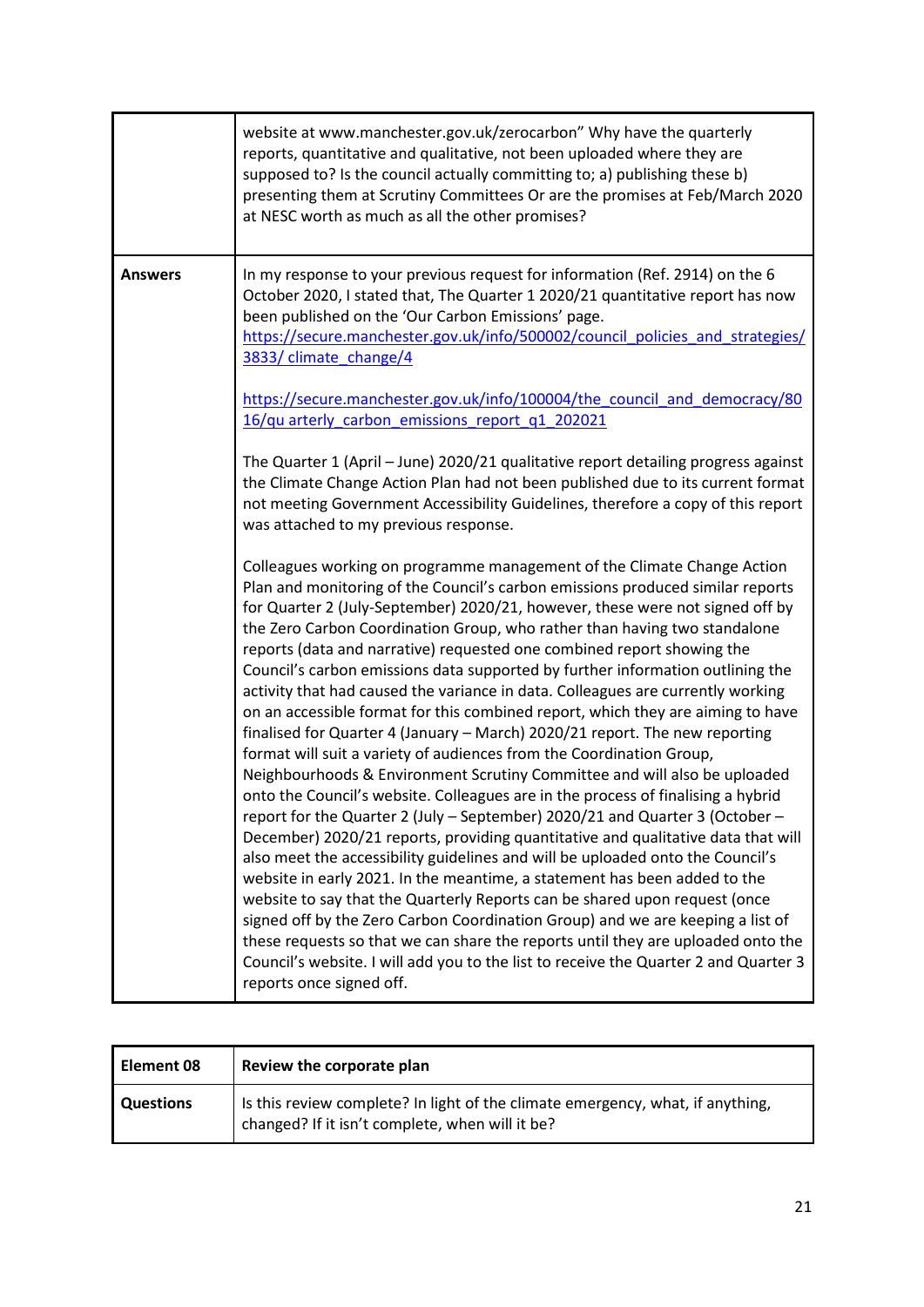| | |
|---|---|
| | website at www.manchester.gov.uk/zerocarbon" Why have the quarterly reports, quantitative and qualitative, not been uploaded where they are supposed to? Is the council actually committing to; a) publishing these b) presenting them at Scrutiny Committees Or are the promises at Feb/March 2020 at NESC worth as much as all the other promises? |
| **Answers** | In my response to your previous request for information (Ref. 2914) on the 6 October 2020, I stated that, The Quarter 1 2020/21 quantitative report has now been published on the 'Our Carbon Emissions' page. https://secure.manchester.gov.uk/info/500002/council_policies_and_strategies/3833/ climate_change/4<br><br>https://secure.manchester.gov.uk/info/100004/the_council_and_democracy/8016/qu arterly_carbon_emissions_report_q1_202021<br><br>The Quarter 1 (April – June) 2020/21 qualitative report detailing progress against the Climate Change Action Plan had not been published due to its current format not meeting Government Accessibility Guidelines, therefore a copy of this report was attached to my previous response.<br><br>Colleagues working on programme management of the Climate Change Action Plan and monitoring of the Council's carbon emissions produced similar reports for Quarter 2 (July-September) 2020/21, however, these were not signed off by the Zero Carbon Coordination Group, who rather than having two standalone reports (data and narrative) requested one combined report showing the Council's carbon emissions data supported by further information outlining the activity that had caused the variance in data. Colleagues are currently working on an accessible format for this combined report, which they are aiming to have finalised for Quarter 4 (January – March) 2020/21 report. The new reporting format will suit a variety of audiences from the Coordination Group, Neighbourhoods & Environment Scrutiny Committee and will also be uploaded onto the Council's website. Colleagues are in the process of finalising a hybrid report for the Quarter 2 (July – September) 2020/21 and Quarter 3 (October – December) 2020/21 reports, providing quantitative and qualitative data that will also meet the accessibility guidelines and will be uploaded onto the Council's website in early 2021. In the meantime, a statement has been added to the website to say that the Quarterly Reports can be shared upon request (once signed off by the Zero Carbon Coordination Group) and we are keeping a list of these requests so that we can share the reports until they are uploaded onto the Council's website. I will add you to the list to receive the Quarter 2 and Quarter 3 reports once signed off. |

| **Element 08** | **Review the corporate plan** |
|---|---|
| **Questions** | Is this review complete? In light of the climate emergency, what, if anything, changed? If it isn't complete, when will it be? |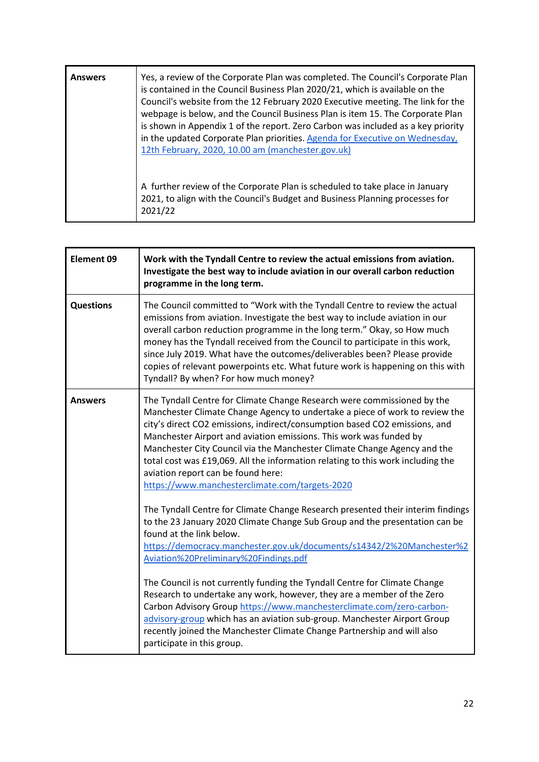| Answers | Yes, a review of the Corporate Plan was completed. The Council's Corporate Plan is contained in the Council Business Plan 2020/21, which is available on the Council's website from the 12 February 2020 Executive meeting. The link for the webpage is below, and the Council Business Plan is item 15. The Corporate Plan is shown in Appendix 1 of the report. Zero Carbon was included as a key priority in the updated Corporate Plan priorities. Agenda for Executive on Wednesday, 12th February, 2020, 10.00 am (manchester.gov.uk)<br><br>A further review of the Corporate Plan is scheduled to take place in January 2021, to align with the Council's Budget and Business Planning processes for 2021/22 |
|---|---|

| **Element 09** | **Work with the Tyndall Centre to review the actual emissions from aviation. Investigate the best way to include aviation in our overall carbon reduction programme in the long term.** |
|---|---|
| **Questions** | The Council committed to "Work with the Tyndall Centre to review the actual emissions from aviation. Investigate the best way to include aviation in our overall carbon reduction programme in the long term." Okay, so How much money has the Tyndall received from the Council to participate in this work, since July 2019. What have the outcomes/deliverables been? Please provide copies of relevant powerpoints etc. What future work is happening on this with Tyndall? By when? For how much money? |
| **Answers** | The Tyndall Centre for Climate Change Research were commissioned by the Manchester Climate Change Agency to undertake a piece of work to review the city's direct CO2 emissions, indirect/consumption based CO2 emissions, and Manchester Airport and aviation emissions. This work was funded by Manchester City Council via the Manchester Climate Change Agency and the total cost was £19,069. All the information relating to this work including the aviation report can be found here: https://www.manchesterclimate.com/targets-2020<br><br>The Tyndall Centre for Climate Change Research presented their interim findings to the 23 January 2020 Climate Change Sub Group and the presentation can be found at the link below. https://democracy.manchester.gov.uk/documents/s14342/2%20Manchester%2Aviation%20Preliminary%20Findings.pdf<br><br>The Council is not currently funding the Tyndall Centre for Climate Change Research to undertake any work, however, they are a member of the Zero Carbon Advisory Group https://www.manchesterclimate.com/zero-carbon-advisory-group which has an aviation sub-group. Manchester Airport Group recently joined the Manchester Climate Change Partnership and will also participate in this group. |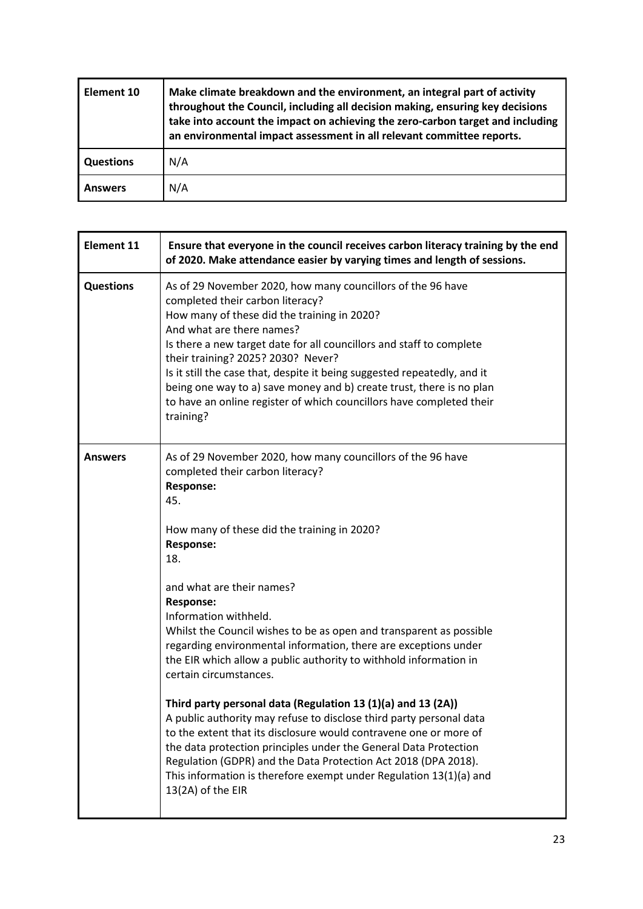| Element 10 | **Make climate breakdown and the environment, an integral part of activity throughout the Council, including all decision making, ensuring key decisions take into account the impact on achieving the zero-carbon target and including an environmental impact assessment in all relevant committee reports.** |
| --- | --- |
| **Questions** | N/A |
| **Answers** | N/A |

| Element 11 | **Ensure that everyone in the council receives carbon literacy training by the end of 2020. Make attendance easier by varying times and length of sessions.** |
| --- | --- |
| **Questions** | As of 29 November 2020, how many councillors of the 96 have completed their carbon literacy?<br>How many of these did the training in 2020?<br>And what are there names?<br>Is there a new target date for all councillors and staff to complete their training? 2025? 2030? Never?<br>Is it still the case that, despite it being suggested repeatedly, and it being one way to a) save money and b) create trust, there is no plan to have an online register of which councillors have completed their training? |
| **Answers** | As of 29 November 2020, how many councillors of the 96 have completed their carbon literacy?<br>**Response:**<br>45.<br><br>How many of these did the training in 2020?<br>**Response:**<br>18.<br><br>and what are their names?<br>**Response:**<br>Information withheld.<br>Whilst the Council wishes to be as open and transparent as possible regarding environmental information, there are exceptions under the EIR which allow a public authority to withhold information in certain circumstances.<br><br>**Third party personal data (Regulation 13 (1)(a) and 13 (2A))**<br>A public authority may refuse to disclose third party personal data to the extent that its disclosure would contravene one or more of the data protection principles under the General Data Protection Regulation (GDPR) and the Data Protection Act 2018 (DPA 2018). This information is therefore exempt under Regulation 13(1)(a) and 13(2A) of the EIR |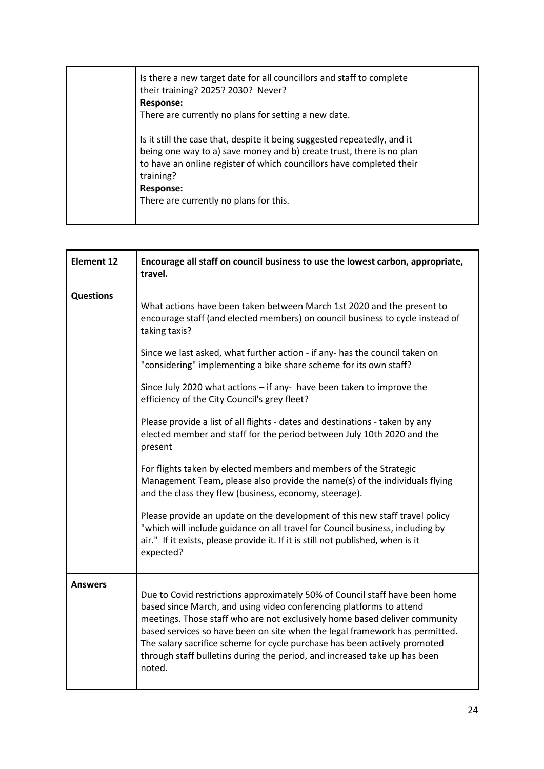| | |
|---|---|
| | Is there a new target date for all councillors and staff to complete their training? 2025? 2030? Never?<br>**Response:**<br>There are currently no plans for setting a new date.<br><br>Is it still the case that, despite it being suggested repeatedly, and it being one way to a) save money and b) create trust, there is no plan to have an online register of which councillors have completed their training?<br>**Response:**<br>There are currently no plans for this. |

| **Element 12** | **Encourage all staff on council business to use the lowest carbon, appropriate, travel.** |
|---|---|
| **Questions** | What actions have been taken between March 1st 2020 and the present to encourage staff (and elected members) on council business to cycle instead of taking taxis?<br><br>Since we last asked, what further action - if any- has the council taken on "considering" implementing a bike share scheme for its own staff?<br><br>Since July 2020 what actions – if any- have been taken to improve the efficiency of the City Council's grey fleet?<br><br>Please provide a list of all flights - dates and destinations - taken by any elected member and staff for the period between July 10th 2020 and the present<br><br>For flights taken by elected members and members of the Strategic Management Team, please also provide the name(s) of the individuals flying and the class they flew (business, economy, steerage).<br><br>Please provide an update on the development of this new staff travel policy "which will include guidance on all travel for Council business, including by air." If it exists, please provide it. If it is still not published, when is it expected? |
| **Answers** | Due to Covid restrictions approximately 50% of Council staff have been home based since March, and using video conferencing platforms to attend meetings. Those staff who are not exclusively home based deliver community based services so have been on site when the legal framework has permitted. The salary sacrifice scheme for cycle purchase has been actively promoted through staff bulletins during the period, and increased take up has been noted. |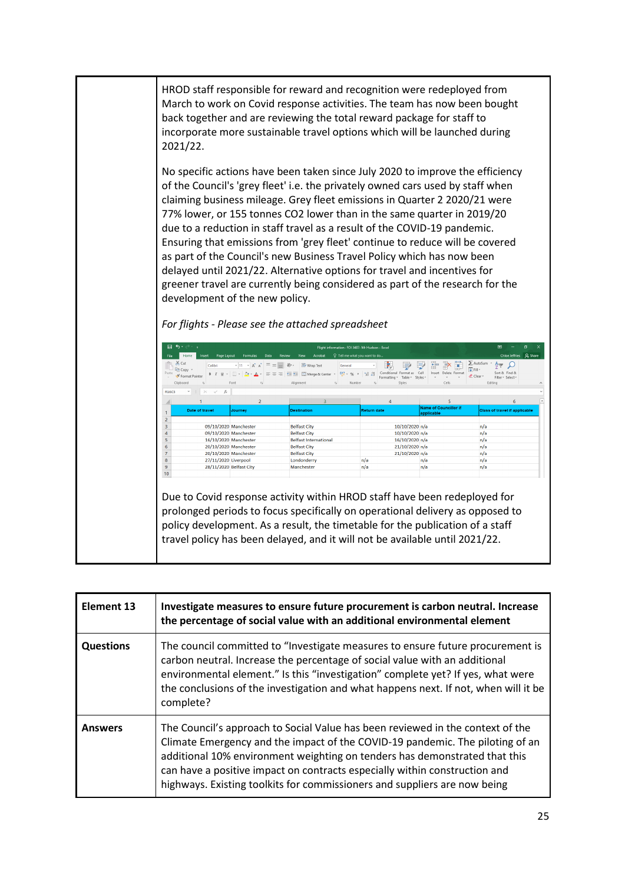| | |
|---|---|
| | HROD staff responsible for reward and recognition were redeployed from March to work on Covid response activities. The team has now been bought back together and are reviewing the total reward package for staff to incorporate more sustainable travel options which will be launched during 2021/22.<br><br>No specific actions have been taken since July 2020 to improve the efficiency of the Council's 'grey fleet' i.e. the privately owned cars used by staff when claiming business mileage. Grey fleet emissions in Quarter 2 2020/21 were 77% lower, or 155 tonnes CO2 lower than in the same quarter in 2019/20 due to a reduction in staff travel as a result of the COVID-19 pandemic. Ensuring that emissions from 'grey fleet' continue to reduce will be covered as part of the Council's new Business Travel Policy which has now been delayed until 2021/22. Alternative options for travel and incentives for greener travel are currently being considered as part of the research for the development of the new policy.<br><br>*For flights - Please see the attached spreadsheet* |

| Date of travel | Journey | Destination | Return date | Name of Councillor if applicable | Class of travel if applicable |
|---|---|---|---|---|---|
| 09/10/2020 | Manchester | Belfast City | 10/10/2020 | n/a | n/a |
| 09/10/2020 | Manchester | Belfast City | 10/10/2020 | n/a | n/a |
| 16/10/2020 | Manchester | Belfast International | 16/10/2020 | n/a | n/a |
| 20/10/2020 | Manchester | Belfast City | 21/10/2020 | n/a | n/a |
| 20/10/2020 | Manchester | Belfast City | 21/10/2020 | n/a | n/a |
| 27/11/2020 | Liverpool | Londonderry | n/a | n/a | n/a |
| 28/11/2020 | Belfast City | Manchester | n/a | n/a | n/a |

Due to Covid response activity within HROD staff have been redeployed for prolonged periods to focus specifically on operational delivery as opposed to policy development. As a result, the timetable for the publication of a staff travel policy has been delayed, and it will not be available until 2021/22.

| | |
|---|---|
| **Element 13** | **Investigate measures to ensure future procurement is carbon neutral. Increase the percentage of social value with an additional environmental element** |
| **Questions** | The council committed to "Investigate measures to ensure future procurement is carbon neutral. Increase the percentage of social value with an additional environmental element." Is this "investigation" complete yet? If yes, what were the conclusions of the investigation and what happens next. If not, when will it be complete? |
| **Answers** | The Council's approach to Social Value has been reviewed in the context of the Climate Emergency and the impact of the COVID-19 pandemic. The piloting of an additional 10% environment weighting on tenders has demonstrated that this can have a positive impact on contracts especially within construction and highways. Existing toolkits for commissioners and suppliers are now being |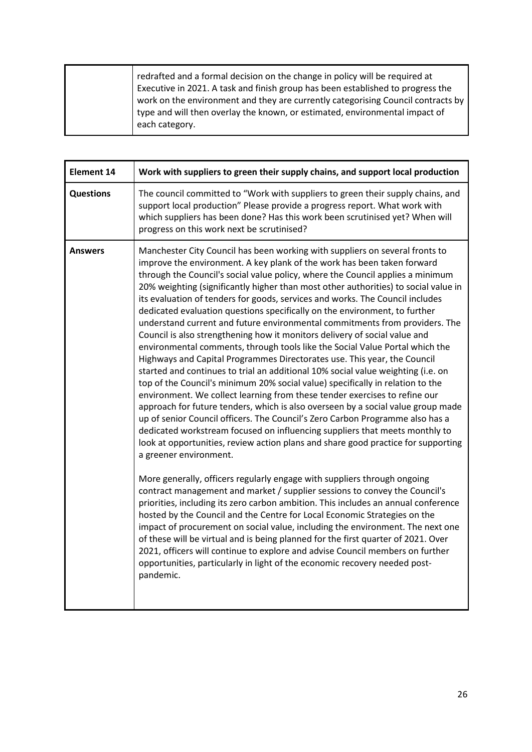| | |
|---|---|
| | redrafted and a formal decision on the change in policy will be required at Executive in 2021. A task and finish group has been established to progress the work on the environment and they are currently categorising Council contracts by type and will then overlay the known, or estimated, environmental impact of each category. |

| **Element 14** | **Work with suppliers to green their supply chains, and support local production** |
|---|---|
| **Questions** | The council committed to "Work with suppliers to green their supply chains, and support local production" Please provide a progress report. What work with which suppliers has been done? Has this work been scrutinised yet? When will progress on this work next be scrutinised? |
| **Answers** | Manchester City Council has been working with suppliers on several fronts to improve the environment. A key plank of the work has been taken forward through the Council's social value policy, where the Council applies a minimum 20% weighting (significantly higher than most other authorities) to social value in its evaluation of tenders for goods, services and works. The Council includes dedicated evaluation questions specifically on the environment, to further understand current and future environmental commitments from providers. The Council is also strengthening how it monitors delivery of social value and environmental comments, through tools like the Social Value Portal which the Highways and Capital Programmes Directorates use. This year, the Council started and continues to trial an additional 10% social value weighting (i.e. on top of the Council's minimum 20% social value) specifically in relation to the environment. We collect learning from these tender exercises to refine our approach for future tenders, which is also overseen by a social value group made up of senior Council officers. The Council's Zero Carbon Programme also has a dedicated workstream focused on influencing suppliers that meets monthly to look at opportunities, review action plans and share good practice for supporting a greener environment.<br><br>More generally, officers regularly engage with suppliers through ongoing contract management and market / supplier sessions to convey the Council's priorities, including its zero carbon ambition. This includes an annual conference hosted by the Council and the Centre for Local Economic Strategies on the impact of procurement on social value, including the environment. The next one of these will be virtual and is being planned for the first quarter of 2021. Over 2021, officers will continue to explore and advise Council members on further opportunities, particularly in light of the economic recovery needed post-pandemic. |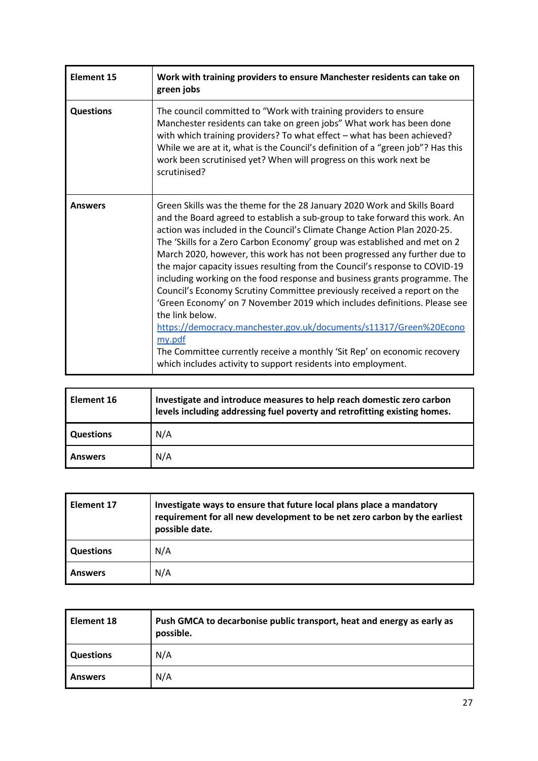| Element 15 | Work with training providers to ensure Manchester residents can take on green jobs |
|---|---|
| Questions | The council committed to "Work with training providers to ensure Manchester residents can take on green jobs" What work has been done with which training providers? To what effect – what has been achieved? While we are at it, what is the Council's definition of a "green job"? Has this work been scrutinised yet? When will progress on this work next be scrutinised? |
| Answers | Green Skills was the theme for the 28 January 2020 Work and Skills Board and the Board agreed to establish a sub-group to take forward this work. An action was included in the Council's Climate Change Action Plan 2020-25. The 'Skills for a Zero Carbon Economy' group was established and met on 2 March 2020, however, this work has not been progressed any further due to the major capacity issues resulting from the Council's response to COVID-19 including working on the food response and business grants programme. The Council's Economy Scrutiny Committee previously received a report on the 'Green Economy' on 7 November 2019 which includes definitions. Please see the link below. https://democracy.manchester.gov.uk/documents/s11317/Green%20Economy.pdf The Committee currently receive a monthly 'Sit Rep' on economic recovery which includes activity to support residents into employment. |

| Element 16 | Investigate and introduce measures to help reach domestic zero carbon levels including addressing fuel poverty and retrofitting existing homes. |
|---|---|
| Questions | N/A |
| Answers | N/A |

| Element 17 | Investigate ways to ensure that future local plans place a mandatory requirement for all new development to be net zero carbon by the earliest possible date. |
|---|---|
| Questions | N/A |
| Answers | N/A |

| Element 18 | Push GMCA to decarbonise public transport, heat and energy as early as possible. |
|---|---|
| Questions | N/A |
| Answers | N/A |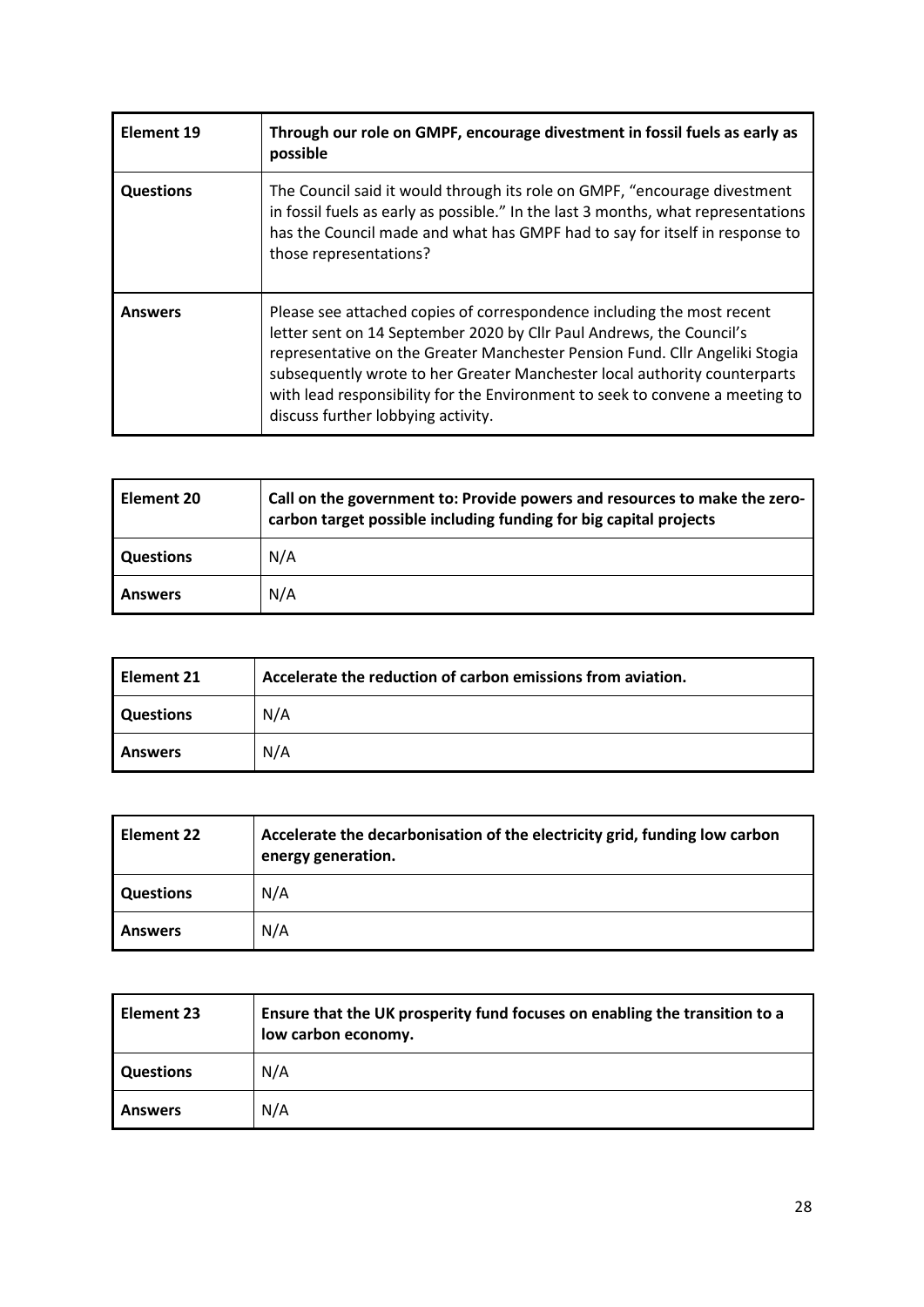| | |
|---|---|
| **Element 19** | **Through our role on GMPF, encourage divestment in fossil fuels as early as possible** |
| **Questions** | The Council said it would through its role on GMPF, "encourage divestment in fossil fuels as early as possible." In the last 3 months, what representations has the Council made and what has GMPF had to say for itself in response to those representations? |
| **Answers** | Please see attached copies of correspondence including the most recent letter sent on 14 September 2020 by Cllr Paul Andrews, the Council's representative on the Greater Manchester Pension Fund. Cllr Angeliki Stogia subsequently wrote to her Greater Manchester local authority counterparts with lead responsibility for the Environment to seek to convene a meeting to discuss further lobbying activity. |

| | |
|---|---|
| **Element 20** | **Call on the government to: Provide powers and resources to make the zero-carbon target possible including funding for big capital projects** |
| **Questions** | N/A |
| **Answers** | N/A |

| | |
|---|---|
| **Element 21** | **Accelerate the reduction of carbon emissions from aviation.** |
| **Questions** | N/A |
| **Answers** | N/A |

| | |
|---|---|
| **Element 22** | **Accelerate the decarbonisation of the electricity grid, funding low carbon energy generation.** |
| **Questions** | N/A |
| **Answers** | N/A |

| | |
|---|---|
| **Element 23** | **Ensure that the UK prosperity fund focuses on enabling the transition to a low carbon economy.** |
| **Questions** | N/A |
| **Answers** | N/A |